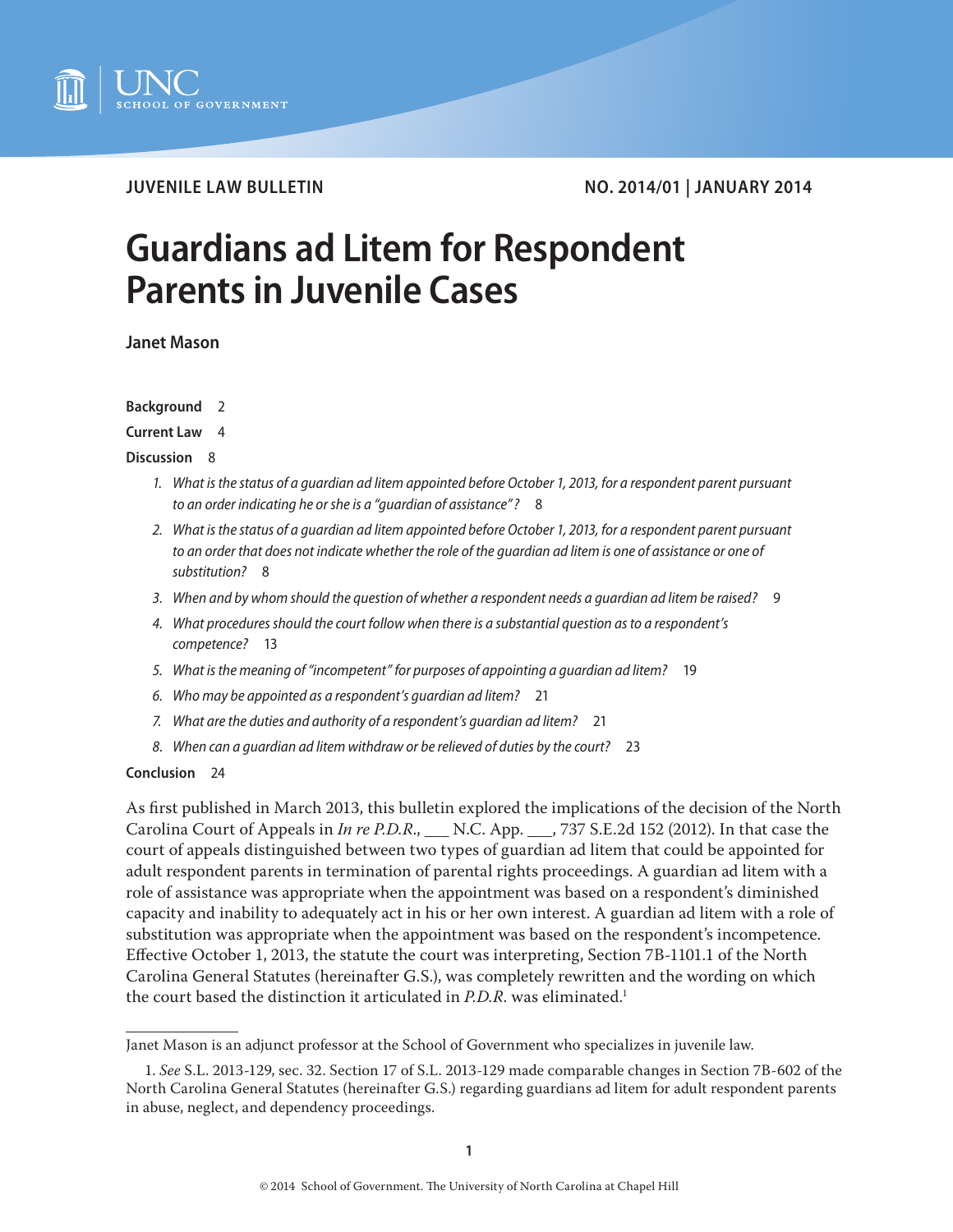JUVENILE LAW BULLETIN

NO. 2014/01 | JANUARY 2014

# Guardians ad Litem for Respondent Parents in Juvenile Cases

**Janet Mason**

**Background** 2

**Current Law** 4

**Discussion** 8

1. *What is the status of a guardian ad litem appointed before October 1, 2013, for a respondent parent pursuant to an order indicating he or she is a "guardian of assistance"?* 8
2. *What is the status of a guardian ad litem appointed before October 1, 2013, for a respondent parent pursuant to an order that does not indicate whether the role of the guardian ad litem is one of assistance or one of substitution?* 8
3. *When and by whom should the question of whether a respondent needs a guardian ad litem be raised?* 9
4. *What procedures should the court follow when there is a substantial question as to a respondent's competence?* 13
5. *What is the meaning of "incompetent" for purposes of appointing a guardian ad litem?* 19
6. *Who may be appointed as a respondent's guardian ad litem?* 21
7. *What are the duties and authority of a respondent's guardian ad litem?* 21
8. *When can a guardian ad litem withdraw or be relieved of duties by the court?* 23

**Conclusion** 24

As first published in March 2013, this bulletin explored the implications of the decision of the North Carolina Court of Appeals in *In re P.D.R.*, ___ N.C. App. ___, 737 S.E.2d 152 (2012). In that case the court of appeals distinguished between two types of guardian ad litem that could be appointed for adult respondent parents in termination of parental rights proceedings. A guardian ad litem with a role of assistance was appropriate when the appointment was based on a respondent's diminished capacity and inability to adequately act in his or her own interest. A guardian ad litem with a role of substitution was appropriate when the appointment was based on the respondent's incompetence. Effective October 1, 2013, the statute the court was interpreting, Section 7B-1101.1 of the North Carolina General Statutes (hereinafter G.S.), was completely rewritten and the wording on which the court based the distinction it articulated in *P.D.R.* was eliminated.[1]

---

Janet Mason is an adjunct professor at the School of Government who specializes in juvenile law.

1. *See* S.L. 2013-129, sec. 32. Section 17 of S.L. 2013-129 made comparable changes in Section 7B-602 of the North Carolina General Statutes (hereinafter G.S.) regarding guardians ad litem for adult respondent parents in abuse, neglect, and dependency proceedings.

© 2014 School of Government. The University of North Carolina at Chapel Hill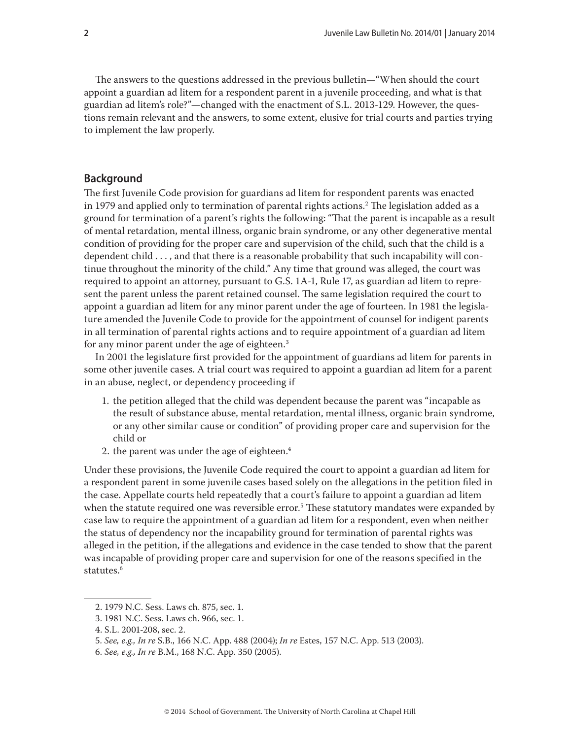The answers to the questions addressed in the previous bulletin—"When should the court appoint a guardian ad litem for a respondent parent in a juvenile proceeding, and what is that guardian ad litem's role?"—changed with the enactment of S.L. 2013-129. However, the questions remain relevant and the answers, to some extent, elusive for trial courts and parties trying to implement the law properly.

## Background

The first Juvenile Code provision for guardians ad litem for respondent parents was enacted in 1979 and applied only to termination of parental rights actions.[2] The legislation added as a ground for termination of a parent's rights the following: "That the parent is incapable as a result of mental retardation, mental illness, organic brain syndrome, or any other degenerative mental condition of providing for the proper care and supervision of the child, such that the child is a dependent child . . . , and that there is a reasonable probability that such incapability will continue throughout the minority of the child." Any time that ground was alleged, the court was required to appoint an attorney, pursuant to G.S. 1A-1, Rule 17, as guardian ad litem to represent the parent unless the parent retained counsel. The same legislation required the court to appoint a guardian ad litem for any minor parent under the age of fourteen. In 1981 the legislature amended the Juvenile Code to provide for the appointment of counsel for indigent parents in all termination of parental rights actions and to require appointment of a guardian ad litem for any minor parent under the age of eighteen.[3]

In 2001 the legislature first provided for the appointment of guardians ad litem for parents in some other juvenile cases. A trial court was required to appoint a guardian ad litem for a parent in an abuse, neglect, or dependency proceeding if

1. the petition alleged that the child was dependent because the parent was "incapable as the result of substance abuse, mental retardation, mental illness, organic brain syndrome, or any other similar cause or condition" of providing proper care and supervision for the child or
2. the parent was under the age of eighteen.[4]

Under these provisions, the Juvenile Code required the court to appoint a guardian ad litem for a respondent parent in some juvenile cases based solely on the allegations in the petition filed in the case. Appellate courts held repeatedly that a court's failure to appoint a guardian ad litem when the statute required one was reversible error.[5] These statutory mandates were expanded by case law to require the appointment of a guardian ad litem for a respondent, even when neither the status of dependency nor the incapability ground for termination of parental rights was alleged in the petition, if the allegations and evidence in the case tended to show that the parent was incapable of providing proper care and supervision for one of the reasons specified in the statutes.[6]

---

2. 1979 N.C. Sess. Laws ch. 875, sec. 1.
3. 1981 N.C. Sess. Laws ch. 966, sec. 1.
4. S.L. 2001-208, sec. 2.
5. *See, e.g., In re* S.B., 166 N.C. App. 488 (2004); *In re* Estes, 157 N.C. App. 513 (2003).
6. *See, e.g., In re* B.M., 168 N.C. App. 350 (2005).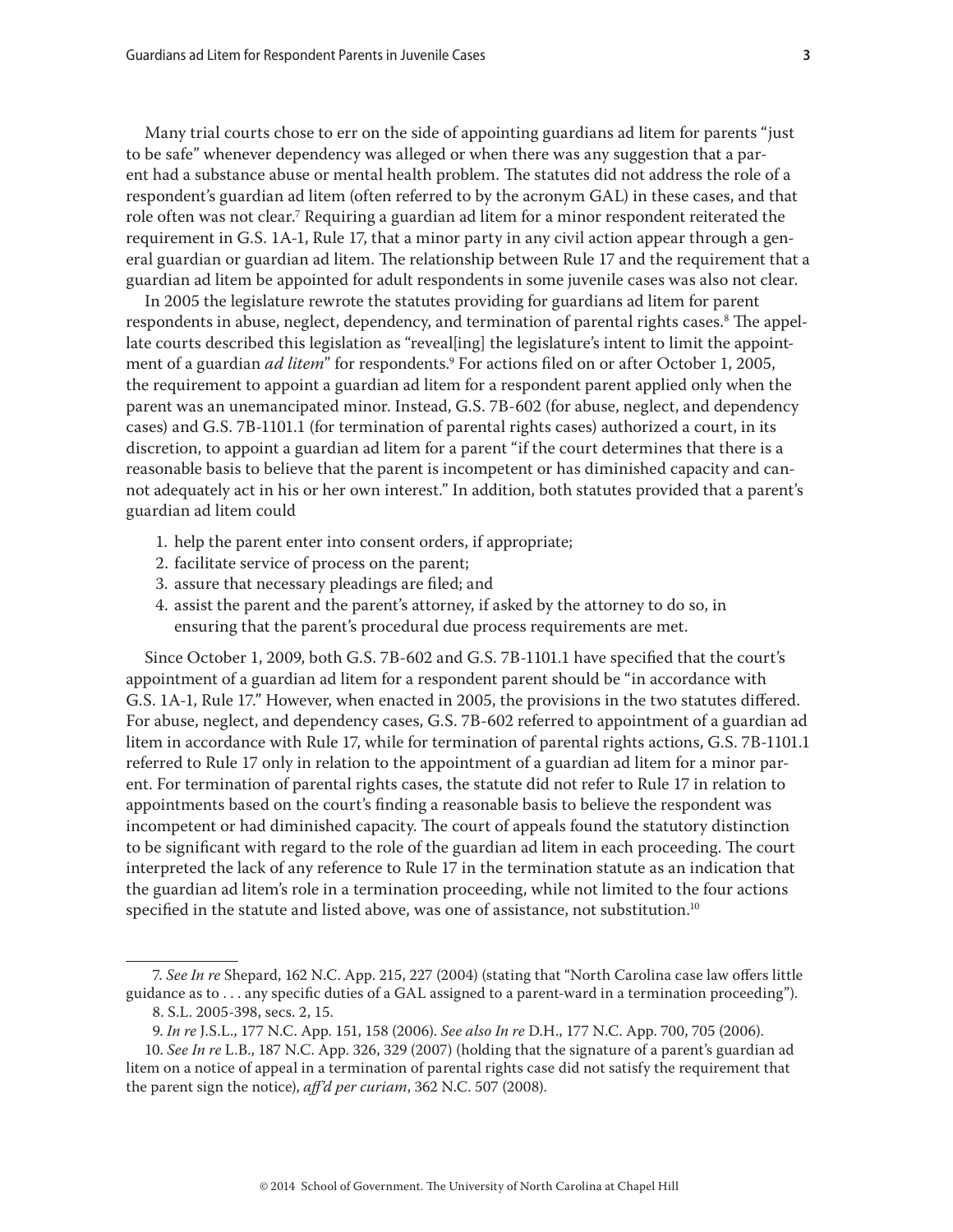Many trial courts chose to err on the side of appointing guardians ad litem for parents "just to be safe" whenever dependency was alleged or when there was any suggestion that a parent had a substance abuse or mental health problem. The statutes did not address the role of a respondent's guardian ad litem (often referred to by the acronym GAL) in these cases, and that role often was not clear.[7] Requiring a guardian ad litem for a minor respondent reiterated the requirement in G.S. 1A-1, Rule 17, that a minor party in any civil action appear through a general guardian or guardian ad litem. The relationship between Rule 17 and the requirement that a guardian ad litem be appointed for adult respondents in some juvenile cases was also not clear.

In 2005 the legislature rewrote the statutes providing for guardians ad litem for parent respondents in abuse, neglect, dependency, and termination of parental rights cases.[8] The appellate courts described this legislation as "reveal[ing] the legislature's intent to limit the appointment of a guardian *ad litem*" for respondents.[9] For actions filed on or after October 1, 2005, the requirement to appoint a guardian ad litem for a respondent parent applied only when the parent was an unemancipated minor. Instead, G.S. 7B-602 (for abuse, neglect, and dependency cases) and G.S. 7B-1101.1 (for termination of parental rights cases) authorized a court, in its discretion, to appoint a guardian ad litem for a parent "if the court determines that there is a reasonable basis to believe that the parent is incompetent or has diminished capacity and cannot adequately act in his or her own interest." In addition, both statutes provided that a parent's guardian ad litem could

1. help the parent enter into consent orders, if appropriate;
2. facilitate service of process on the parent;
3. assure that necessary pleadings are filed; and
4. assist the parent and the parent's attorney, if asked by the attorney to do so, in ensuring that the parent's procedural due process requirements are met.

Since October 1, 2009, both G.S. 7B-602 and G.S. 7B-1101.1 have specified that the court's appointment of a guardian ad litem for a respondent parent should be "in accordance with G.S. 1A-1, Rule 17." However, when enacted in 2005, the provisions in the two statutes differed. For abuse, neglect, and dependency cases, G.S. 7B-602 referred to appointment of a guardian ad litem in accordance with Rule 17, while for termination of parental rights actions, G.S. 7B-1101.1 referred to Rule 17 only in relation to the appointment of a guardian ad litem for a minor parent. For termination of parental rights cases, the statute did not refer to Rule 17 in relation to appointments based on the court's finding a reasonable basis to believe the respondent was incompetent or had diminished capacity. The court of appeals found the statutory distinction to be significant with regard to the role of the guardian ad litem in each proceeding. The court interpreted the lack of any reference to Rule 17 in the termination statute as an indication that the guardian ad litem's role in a termination proceeding, while not limited to the four actions specified in the statute and listed above, was one of assistance, not substitution.[10]

---

7. *See In re* Shepard, 162 N.C. App. 215, 227 (2004) (stating that "North Carolina case law offers little guidance as to . . . any specific duties of a GAL assigned to a parent-ward in a termination proceeding").

8. S.L. 2005-398, secs. 2, 15.

9. *In re* J.S.L., 177 N.C. App. 151, 158 (2006). *See also In re* D.H., 177 N.C. App. 700, 705 (2006).

10. *See In re* L.B., 187 N.C. App. 326, 329 (2007) (holding that the signature of a parent's guardian ad litem on a notice of appeal in a termination of parental rights case did not satisfy the requirement that the parent sign the notice), *aff'd per curiam*, 362 N.C. 507 (2008).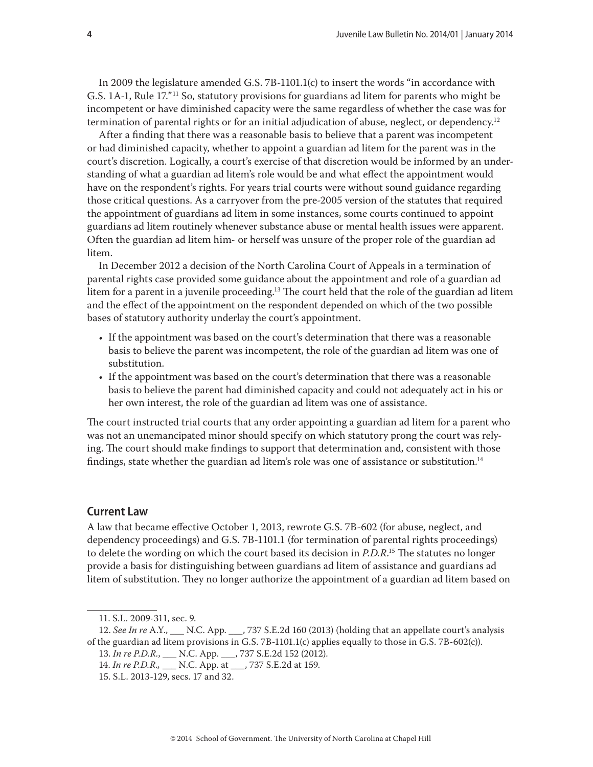In 2009 the legislature amended G.S. 7B-1101.1(c) to insert the words "in accordance with G.S. 1A-1, Rule 17."[11] So, statutory provisions for guardians ad litem for parents who might be incompetent or have diminished capacity were the same regardless of whether the case was for termination of parental rights or for an initial adjudication of abuse, neglect, or dependency.[12]

After a finding that there was a reasonable basis to believe that a parent was incompetent or had diminished capacity, whether to appoint a guardian ad litem for the parent was in the court's discretion. Logically, a court's exercise of that discretion would be informed by an understanding of what a guardian ad litem's role would be and what effect the appointment would have on the respondent's rights. For years trial courts were without sound guidance regarding those critical questions. As a carryover from the pre-2005 version of the statutes that required the appointment of guardians ad litem in some instances, some courts continued to appoint guardians ad litem routinely whenever substance abuse or mental health issues were apparent. Often the guardian ad litem him- or herself was unsure of the proper role of the guardian ad litem.

In December 2012 a decision of the North Carolina Court of Appeals in a termination of parental rights case provided some guidance about the appointment and role of a guardian ad litem for a parent in a juvenile proceeding.[13] The court held that the role of the guardian ad litem and the effect of the appointment on the respondent depended on which of the two possible bases of statutory authority underlay the court's appointment.

- If the appointment was based on the court's determination that there was a reasonable basis to believe the parent was incompetent, the role of the guardian ad litem was one of substitution.
- If the appointment was based on the court's determination that there was a reasonable basis to believe the parent had diminished capacity and could not adequately act in his or her own interest, the role of the guardian ad litem was one of assistance.

The court instructed trial courts that any order appointing a guardian ad litem for a parent who was not an unemancipated minor should specify on which statutory prong the court was relying. The court should make findings to support that determination and, consistent with those findings, state whether the guardian ad litem's role was one of assistance or substitution.[14]

## Current Law

A law that became effective October 1, 2013, rewrote G.S. 7B-602 (for abuse, neglect, and dependency proceedings) and G.S. 7B-1101.1 (for termination of parental rights proceedings) to delete the wording on which the court based its decision in *P.D.R.*[15] The statutes no longer provide a basis for distinguishing between guardians ad litem of assistance and guardians ad litem of substitution. They no longer authorize the appointment of a guardian ad litem based on

---

11. S.L. 2009-311, sec. 9.

12. *See In re* A.Y., ___ N.C. App. ___, 737 S.E.2d 160 (2013) (holding that an appellate court's analysis of the guardian ad litem provisions in G.S. 7B-1101.1(c) applies equally to those in G.S. 7B-602(c)).

13. *In re P.D.R.*, ___ N.C. App. ___, 737 S.E.2d 152 (2012).

14. *In re P.D.R.*, ___ N.C. App. at ___, 737 S.E.2d at 159.

15. S.L. 2013-129, secs. 17 and 32.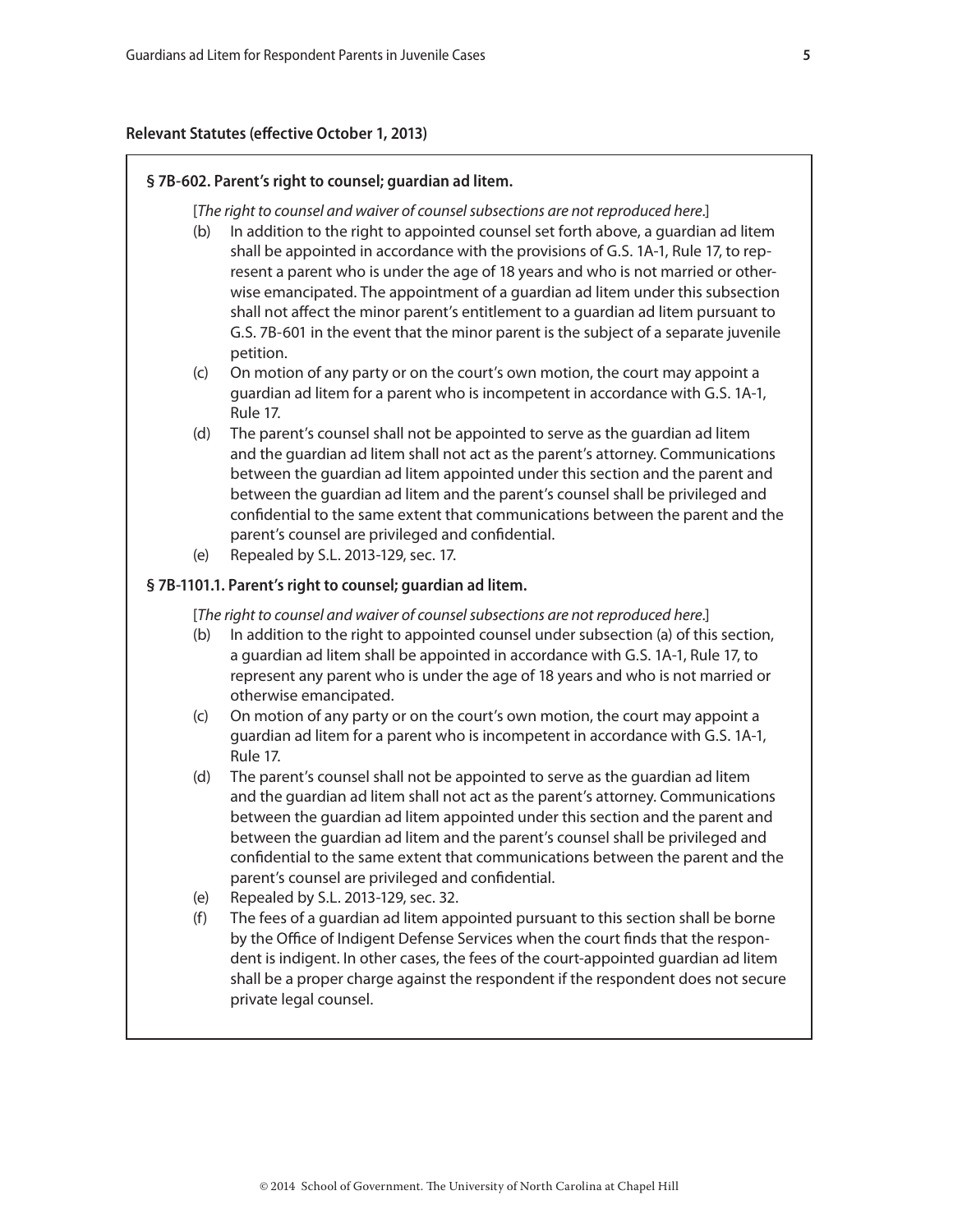**Relevant Statutes (effective October 1, 2013)**

**§ 7B-602. Parent's right to counsel; guardian ad litem.**

[*The right to counsel and waiver of counsel subsections are not reproduced here*.]

(b) In addition to the right to appointed counsel set forth above, a guardian ad litem shall be appointed in accordance with the provisions of G.S. 1A-1, Rule 17, to represent a parent who is under the age of 18 years and who is not married or otherwise emancipated. The appointment of a guardian ad litem under this subsection shall not affect the minor parent's entitlement to a guardian ad litem pursuant to G.S. 7B-601 in the event that the minor parent is the subject of a separate juvenile petition.

(c) On motion of any party or on the court's own motion, the court may appoint a guardian ad litem for a parent who is incompetent in accordance with G.S. 1A-1, Rule 17.

(d) The parent's counsel shall not be appointed to serve as the guardian ad litem and the guardian ad litem shall not act as the parent's attorney. Communications between the guardian ad litem appointed under this section and the parent and between the guardian ad litem and the parent's counsel shall be privileged and confidential to the same extent that communications between the parent and the parent's counsel are privileged and confidential.

(e) Repealed by S.L. 2013-129, sec. 17.

**§ 7B-1101.1. Parent's right to counsel; guardian ad litem.**

[*The right to counsel and waiver of counsel subsections are not reproduced here*.]

(b) In addition to the right to appointed counsel under subsection (a) of this section, a guardian ad litem shall be appointed in accordance with G.S. 1A-1, Rule 17, to represent any parent who is under the age of 18 years and who is not married or otherwise emancipated.

(c) On motion of any party or on the court's own motion, the court may appoint a guardian ad litem for a parent who is incompetent in accordance with G.S. 1A-1, Rule 17.

(d) The parent's counsel shall not be appointed to serve as the guardian ad litem and the guardian ad litem shall not act as the parent's attorney. Communications between the guardian ad litem appointed under this section and the parent and between the guardian ad litem and the parent's counsel shall be privileged and confidential to the same extent that communications between the parent and the parent's counsel are privileged and confidential.

(e) Repealed by S.L. 2013-129, sec. 32.

(f) The fees of a guardian ad litem appointed pursuant to this section shall be borne by the Office of Indigent Defense Services when the court finds that the respondent is indigent. In other cases, the fees of the court-appointed guardian ad litem shall be a proper charge against the respondent if the respondent does not secure private legal counsel.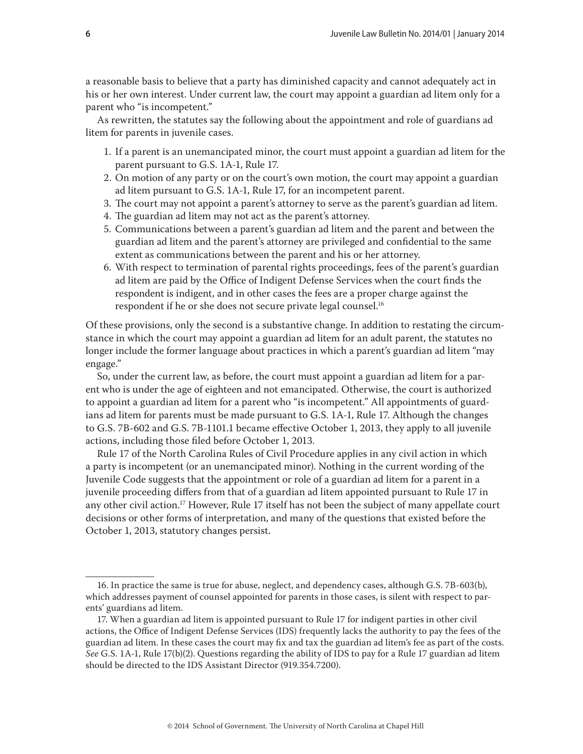a reasonable basis to believe that a party has diminished capacity and cannot adequately act in his or her own interest. Under current law, the court may appoint a guardian ad litem only for a parent who "is incompetent."

As rewritten, the statutes say the following about the appointment and role of guardians ad litem for parents in juvenile cases.

1. If a parent is an unemancipated minor, the court must appoint a guardian ad litem for the parent pursuant to G.S. 1A-1, Rule 17.
2. On motion of any party or on the court's own motion, the court may appoint a guardian ad litem pursuant to G.S. 1A-1, Rule 17, for an incompetent parent.
3. The court may not appoint a parent's attorney to serve as the parent's guardian ad litem.
4. The guardian ad litem may not act as the parent's attorney.
5. Communications between a parent's guardian ad litem and the parent and between the guardian ad litem and the parent's attorney are privileged and confidential to the same extent as communications between the parent and his or her attorney.
6. With respect to termination of parental rights proceedings, fees of the parent's guardian ad litem are paid by the Office of Indigent Defense Services when the court finds the respondent is indigent, and in other cases the fees are a proper charge against the respondent if he or she does not secure private legal counsel.[16]

Of these provisions, only the second is a substantive change. In addition to restating the circumstance in which the court may appoint a guardian ad litem for an adult parent, the statutes no longer include the former language about practices in which a parent's guardian ad litem "may engage."

So, under the current law, as before, the court must appoint a guardian ad litem for a parent who is under the age of eighteen and not emancipated. Otherwise, the court is authorized to appoint a guardian ad litem for a parent who "is incompetent." All appointments of guardians ad litem for parents must be made pursuant to G.S. 1A-1, Rule 17. Although the changes to G.S. 7B-602 and G.S. 7B-1101.1 became effective October 1, 2013, they apply to all juvenile actions, including those filed before October 1, 2013.

Rule 17 of the North Carolina Rules of Civil Procedure applies in any civil action in which a party is incompetent (or an unemancipated minor). Nothing in the current wording of the Juvenile Code suggests that the appointment or role of a guardian ad litem for a parent in a juvenile proceeding differs from that of a guardian ad litem appointed pursuant to Rule 17 in any other civil action.[17] However, Rule 17 itself has not been the subject of many appellate court decisions or other forms of interpretation, and many of the questions that existed before the October 1, 2013, statutory changes persist.

16. In practice the same is true for abuse, neglect, and dependency cases, although G.S. 7B-603(b), which addresses payment of counsel appointed for parents in those cases, is silent with respect to parents' guardians ad litem.

17. When a guardian ad litem is appointed pursuant to Rule 17 for indigent parties in other civil actions, the Office of Indigent Defense Services (IDS) frequently lacks the authority to pay the fees of the guardian ad litem. In these cases the court may fix and tax the guardian ad litem's fee as part of the costs. *See* G.S. 1A-1, Rule 17(b)(2). Questions regarding the ability of IDS to pay for a Rule 17 guardian ad litem should be directed to the IDS Assistant Director (919.354.7200).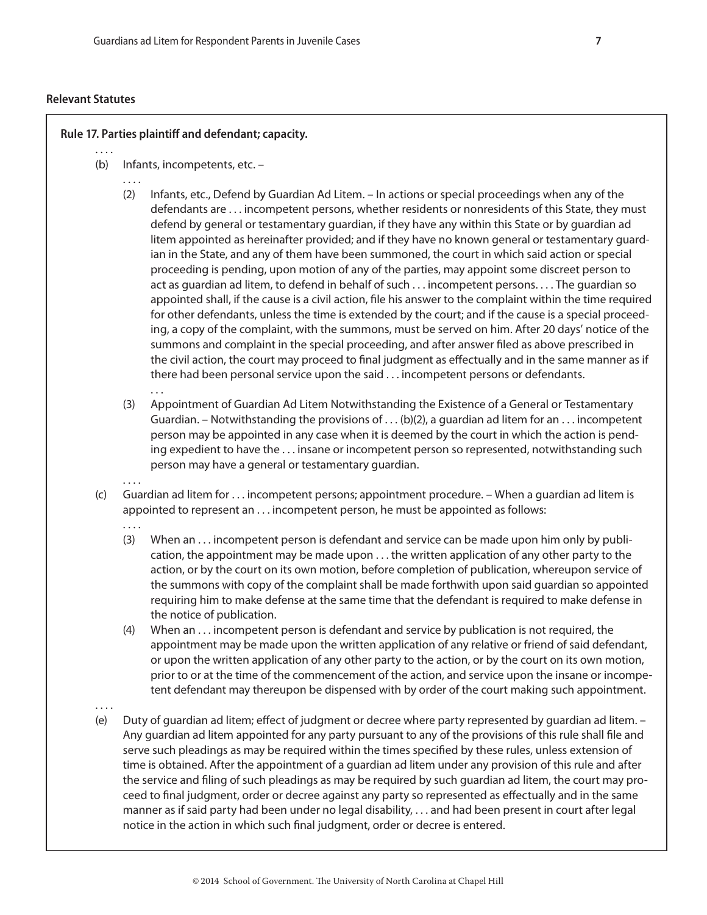## Relevant Statutes

**Rule 17. Parties plaintiff and defendant; capacity.**

. . . .

(b) Infants, incompetents, etc. –

. . . .

(2) Infants, etc., Defend by Guardian Ad Litem. – In actions or special proceedings when any of the defendants are . . . incompetent persons, whether residents or nonresidents of this State, they must defend by general or testamentary guardian, if they have any within this State or by guardian ad litem appointed as hereinafter provided; and if they have no known general or testamentary guardian in the State, and any of them have been summoned, the court in which said action or special proceeding is pending, upon motion of any of the parties, may appoint some discreet person to act as guardian ad litem, to defend in behalf of such . . . incompetent persons. . . . The guardian so appointed shall, if the cause is a civil action, file his answer to the complaint within the time required for other defendants, unless the time is extended by the court; and if the cause is a special proceeding, a copy of the complaint, with the summons, must be served on him. After 20 days' notice of the summons and complaint in the special proceeding, and after answer filed as above prescribed in the civil action, the court may proceed to final judgment as effectually and in the same manner as if there had been personal service upon the said . . . incompetent persons or defendants.

. . .

(3) Appointment of Guardian Ad Litem Notwithstanding the Existence of a General or Testamentary Guardian. – Notwithstanding the provisions of . . . (b)(2), a guardian ad litem for an . . . incompetent person may be appointed in any case when it is deemed by the court in which the action is pending expedient to have the . . . insane or incompetent person so represented, notwithstanding such person may have a general or testamentary guardian.

. . . .

(c) Guardian ad litem for . . . incompetent persons; appointment procedure. – When a guardian ad litem is appointed to represent an . . . incompetent person, he must be appointed as follows:

. . . .

(3) When an . . . incompetent person is defendant and service can be made upon him only by publication, the appointment may be made upon . . . the written application of any other party to the action, or by the court on its own motion, before completion of publication, whereupon service of the summons with copy of the complaint shall be made forthwith upon said guardian so appointed requiring him to make defense at the same time that the defendant is required to make defense in the notice of publication.

(4) When an . . . incompetent person is defendant and service by publication is not required, the appointment may be made upon the written application of any relative or friend of said defendant, or upon the written application of any other party to the action, or by the court on its own motion, prior to or at the time of the commencement of the action, and service upon the insane or incompetent defendant may thereupon be dispensed with by order of the court making such appointment.

. . . .

(e) Duty of guardian ad litem; effect of judgment or decree where party represented by guardian ad litem. – Any guardian ad litem appointed for any party pursuant to any of the provisions of this rule shall file and serve such pleadings as may be required within the times specified by these rules, unless extension of time is obtained. After the appointment of a guardian ad litem under any provision of this rule and after the service and filing of such pleadings as may be required by such guardian ad litem, the court may proceed to final judgment, order or decree against any party so represented as effectually and in the same manner as if said party had been under no legal disability, . . . and had been present in court after legal notice in the action in which such final judgment, order or decree is entered.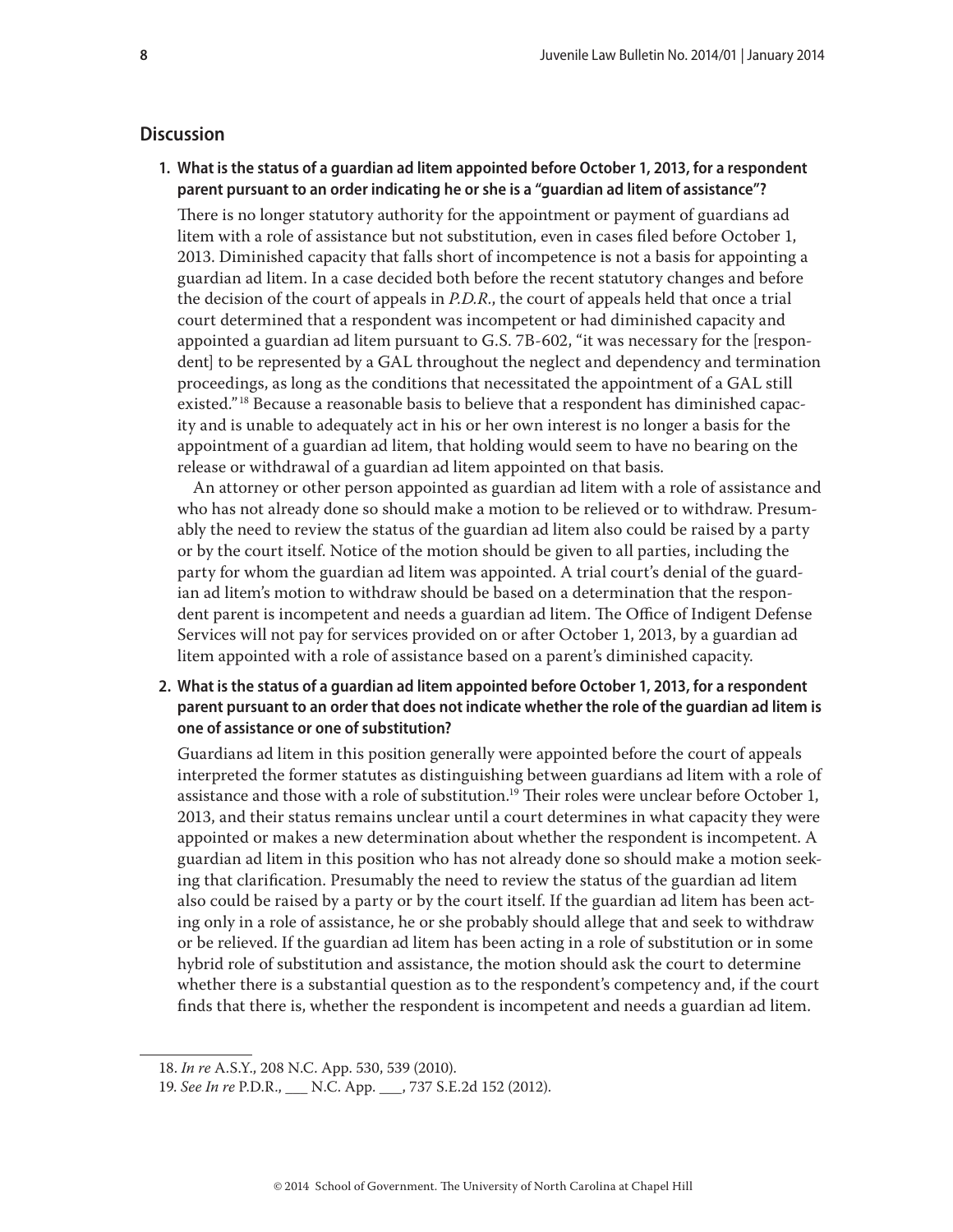## Discussion

**1. What is the status of a guardian ad litem appointed before October 1, 2013, for a respondent parent pursuant to an order indicating he or she is a "guardian ad litem of assistance"?**

There is no longer statutory authority for the appointment or payment of guardians ad litem with a role of assistance but not substitution, even in cases filed before October 1, 2013. Diminished capacity that falls short of incompetence is not a basis for appointing a guardian ad litem. In a case decided both before the recent statutory changes and before the decision of the court of appeals in *P.D.R.*, the court of appeals held that once a trial court determined that a respondent was incompetent or had diminished capacity and appointed a guardian ad litem pursuant to G.S. 7B-602, "it was necessary for the [respondent] to be represented by a GAL throughout the neglect and dependency and termination proceedings, as long as the conditions that necessitated the appointment of a GAL still existed."[18] Because a reasonable basis to believe that a respondent has diminished capacity and is unable to adequately act in his or her own interest is no longer a basis for the appointment of a guardian ad litem, that holding would seem to have no bearing on the release or withdrawal of a guardian ad litem appointed on that basis.

An attorney or other person appointed as guardian ad litem with a role of assistance and who has not already done so should make a motion to be relieved or to withdraw. Presumably the need to review the status of the guardian ad litem also could be raised by a party or by the court itself. Notice of the motion should be given to all parties, including the party for whom the guardian ad litem was appointed. A trial court's denial of the guardian ad litem's motion to withdraw should be based on a determination that the respondent parent is incompetent and needs a guardian ad litem. The Office of Indigent Defense Services will not pay for services provided on or after October 1, 2013, by a guardian ad litem appointed with a role of assistance based on a parent's diminished capacity.

**2. What is the status of a guardian ad litem appointed before October 1, 2013, for a respondent parent pursuant to an order that does not indicate whether the role of the guardian ad litem is one of assistance or one of substitution?**

Guardians ad litem in this position generally were appointed before the court of appeals interpreted the former statutes as distinguishing between guardians ad litem with a role of assistance and those with a role of substitution.[19] Their roles were unclear before October 1, 2013, and their status remains unclear until a court determines in what capacity they were appointed or makes a new determination about whether the respondent is incompetent. A guardian ad litem in this position who has not already done so should make a motion seeking that clarification. Presumably the need to review the status of the guardian ad litem also could be raised by a party or by the court itself. If the guardian ad litem has been acting only in a role of assistance, he or she probably should allege that and seek to withdraw or be relieved. If the guardian ad litem has been acting in a role of substitution or in some hybrid role of substitution and assistance, the motion should ask the court to determine whether there is a substantial question as to the respondent's competency and, if the court finds that there is, whether the respondent is incompetent and needs a guardian ad litem.

---

18. *In re* A.S.Y., 208 N.C. App. 530, 539 (2010).

19. *See In re* P.D.R., ___ N.C. App. ___, 737 S.E.2d 152 (2012).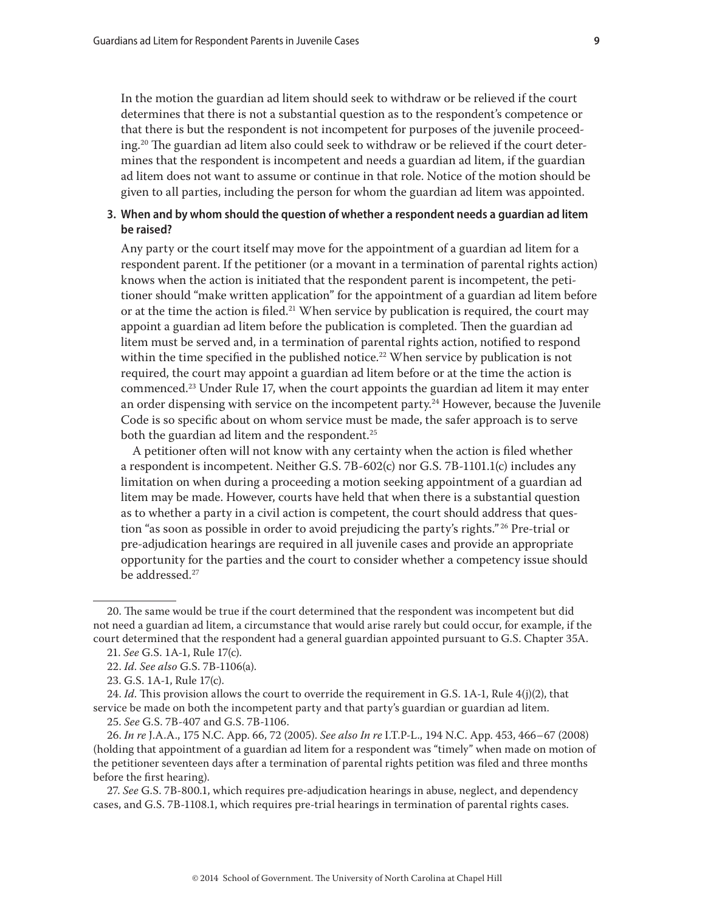In the motion the guardian ad litem should seek to withdraw or be relieved if the court determines that there is not a substantial question as to the respondent's competence or that there is but the respondent is not incompetent for purposes of the juvenile proceeding.[20] The guardian ad litem also could seek to withdraw or be relieved if the court determines that the respondent is incompetent and needs a guardian ad litem, if the guardian ad litem does not want to assume or continue in that role. Notice of the motion should be given to all parties, including the person for whom the guardian ad litem was appointed.

**3. When and by whom should the question of whether a respondent needs a guardian ad litem be raised?**

Any party or the court itself may move for the appointment of a guardian ad litem for a respondent parent. If the petitioner (or a movant in a termination of parental rights action) knows when the action is initiated that the respondent parent is incompetent, the petitioner should "make written application" for the appointment of a guardian ad litem before or at the time the action is filed.[21] When service by publication is required, the court may appoint a guardian ad litem before the publication is completed. Then the guardian ad litem must be served and, in a termination of parental rights action, notified to respond within the time specified in the published notice.[22] When service by publication is not required, the court may appoint a guardian ad litem before or at the time the action is commenced.[23] Under Rule 17, when the court appoints the guardian ad litem it may enter an order dispensing with service on the incompetent party.[24] However, because the Juvenile Code is so specific about on whom service must be made, the safer approach is to serve both the guardian ad litem and the respondent.[25]

A petitioner often will not know with any certainty when the action is filed whether a respondent is incompetent. Neither G.S. 7B-602(c) nor G.S. 7B-1101.1(c) includes any limitation on when during a proceeding a motion seeking appointment of a guardian ad litem may be made. However, courts have held that when there is a substantial question as to whether a party in a civil action is competent, the court should address that question "as soon as possible in order to avoid prejudicing the party's rights."[26] Pre-trial or pre-adjudication hearings are required in all juvenile cases and provide an appropriate opportunity for the parties and the court to consider whether a competency issue should be addressed.[27]

---

20. The same would be true if the court determined that the respondent was incompetent but did not need a guardian ad litem, a circumstance that would arise rarely but could occur, for example, if the court determined that the respondent had a general guardian appointed pursuant to G.S. Chapter 35A.

21. *See* G.S. 1A-1, Rule 17(c).

22. *Id*. *See also* G.S. 7B-1106(a).

23. G.S. 1A-1, Rule 17(c).

24. *Id.* This provision allows the court to override the requirement in G.S. 1A-1, Rule 4(j)(2), that service be made on both the incompetent party and that party's guardian or guardian ad litem.

25. *See* G.S. 7B-407 and G.S. 7B-1106.

26. *In re* J.A.A., 175 N.C. App. 66, 72 (2005). *See also In re* I.T.P-L., 194 N.C. App. 453, 466–67 (2008) (holding that appointment of a guardian ad litem for a respondent was "timely" when made on motion of the petitioner seventeen days after a termination of parental rights petition was filed and three months before the first hearing).

27. *See* G.S. 7B-800.1, which requires pre-adjudication hearings in abuse, neglect, and dependency cases, and G.S. 7B-1108.1, which requires pre-trial hearings in termination of parental rights cases.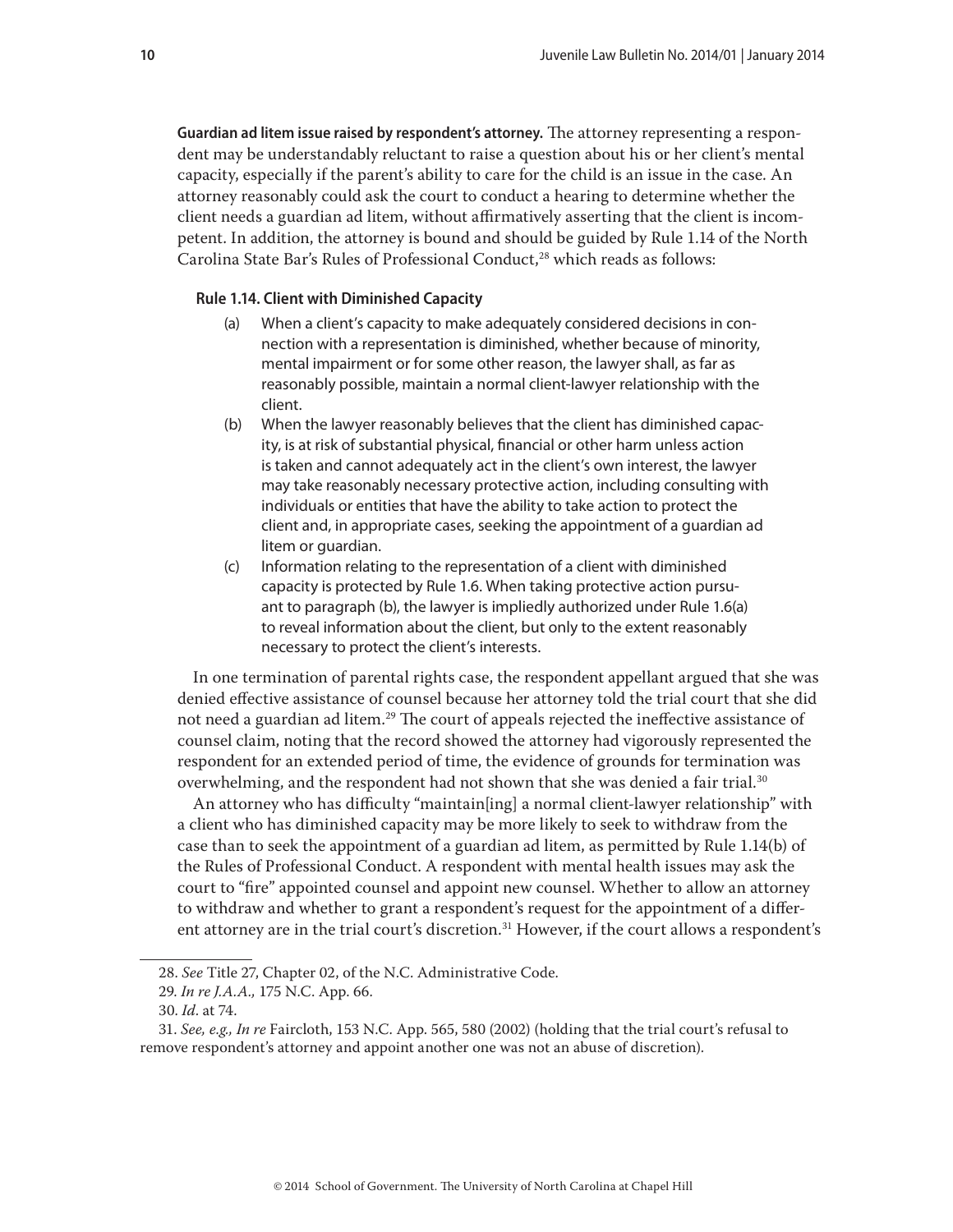**Guardian ad litem issue raised by respondent's attorney.** The attorney representing a respondent may be understandably reluctant to raise a question about his or her client's mental capacity, especially if the parent's ability to care for the child is an issue in the case. An attorney reasonably could ask the court to conduct a hearing to determine whether the client needs a guardian ad litem, without affirmatively asserting that the client is incompetent. In addition, the attorney is bound and should be guided by Rule 1.14 of the North Carolina State Bar's Rules of Professional Conduct,[28] which reads as follows:

**Rule 1.14. Client with Diminished Capacity**

(a) When a client's capacity to make adequately considered decisions in connection with a representation is diminished, whether because of minority, mental impairment or for some other reason, the lawyer shall, as far as reasonably possible, maintain a normal client-lawyer relationship with the client.

(b) When the lawyer reasonably believes that the client has diminished capacity, is at risk of substantial physical, financial or other harm unless action is taken and cannot adequately act in the client's own interest, the lawyer may take reasonably necessary protective action, including consulting with individuals or entities that have the ability to take action to protect the client and, in appropriate cases, seeking the appointment of a guardian ad litem or guardian.

(c) Information relating to the representation of a client with diminished capacity is protected by Rule 1.6. When taking protective action pursuant to paragraph (b), the lawyer is impliedly authorized under Rule 1.6(a) to reveal information about the client, but only to the extent reasonably necessary to protect the client's interests.

In one termination of parental rights case, the respondent appellant argued that she was denied effective assistance of counsel because her attorney told the trial court that she did not need a guardian ad litem.[29] The court of appeals rejected the ineffective assistance of counsel claim, noting that the record showed the attorney had vigorously represented the respondent for an extended period of time, the evidence of grounds for termination was overwhelming, and the respondent had not shown that she was denied a fair trial.[30]

An attorney who has difficulty "maintain[ing] a normal client-lawyer relationship" with a client who has diminished capacity may be more likely to seek to withdraw from the case than to seek the appointment of a guardian ad litem, as permitted by Rule 1.14(b) of the Rules of Professional Conduct. A respondent with mental health issues may ask the court to "fire" appointed counsel and appoint new counsel. Whether to allow an attorney to withdraw and whether to grant a respondent's request for the appointment of a different attorney are in the trial court's discretion.[31] However, if the court allows a respondent's

---

28. *See* Title 27, Chapter 02, of the N.C. Administrative Code.

29. *In re J.A.A.*, 175 N.C. App. 66.

30. *Id.* at 74.

31. *See, e.g., In re* Faircloth, 153 N.C. App. 565, 580 (2002) (holding that the trial court's refusal to remove respondent's attorney and appoint another one was not an abuse of discretion).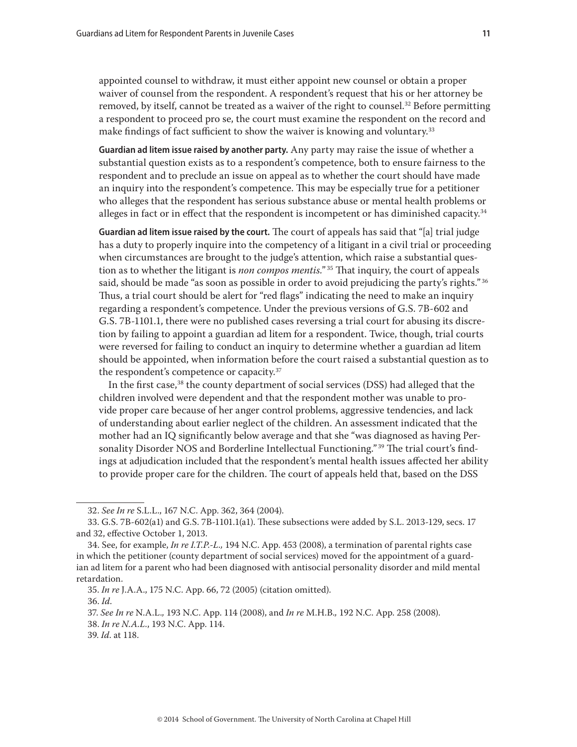appointed counsel to withdraw, it must either appoint new counsel or obtain a proper waiver of counsel from the respondent. A respondent's request that his or her attorney be removed, by itself, cannot be treated as a waiver of the right to counsel.[32] Before permitting a respondent to proceed pro se, the court must examine the respondent on the record and make findings of fact sufficient to show the waiver is knowing and voluntary.[33]

**Guardian ad litem issue raised by another party.** Any party may raise the issue of whether a substantial question exists as to a respondent's competence, both to ensure fairness to the respondent and to preclude an issue on appeal as to whether the court should have made an inquiry into the respondent's competence. This may be especially true for a petitioner who alleges that the respondent has serious substance abuse or mental health problems or alleges in fact or in effect that the respondent is incompetent or has diminished capacity.[34]

**Guardian ad litem issue raised by the court.** The court of appeals has said that "[a] trial judge has a duty to properly inquire into the competency of a litigant in a civil trial or proceeding when circumstances are brought to the judge's attention, which raise a substantial question as to whether the litigant is *non compos mentis.*"[35] That inquiry, the court of appeals said, should be made "as soon as possible in order to avoid prejudicing the party's rights."[36] Thus, a trial court should be alert for "red flags" indicating the need to make an inquiry regarding a respondent's competence. Under the previous versions of G.S. 7B-602 and G.S. 7B-1101.1, there were no published cases reversing a trial court for abusing its discretion by failing to appoint a guardian ad litem for a respondent. Twice, though, trial courts were reversed for failing to conduct an inquiry to determine whether a guardian ad litem should be appointed, when information before the court raised a substantial question as to the respondent's competence or capacity.[37]

In the first case,[38] the county department of social services (DSS) had alleged that the children involved were dependent and that the respondent mother was unable to provide proper care because of her anger control problems, aggressive tendencies, and lack of understanding about earlier neglect of the children. An assessment indicated that the mother had an IQ significantly below average and that she "was diagnosed as having Personality Disorder NOS and Borderline Intellectual Functioning."[39] The trial court's findings at adjudication included that the respondent's mental health issues affected her ability to provide proper care for the children. The court of appeals held that, based on the DSS

---

32. *See In re* S.L.L., 167 N.C. App. 362, 364 (2004).

33. G.S. 7B-602(a1) and G.S. 7B-1101.1(a1). These subsections were added by S.L. 2013-129, secs. 17 and 32, effective October 1, 2013.

34. See, for example, *In re I.T.P.-L.,* 194 N.C. App. 453 (2008), a termination of parental rights case in which the petitioner (county department of social services) moved for the appointment of a guardian ad litem for a parent who had been diagnosed with antisocial personality disorder and mild mental retardation.

35. *In re* J.A.A., 175 N.C. App. 66, 72 (2005) (citation omitted).

36. *Id.*

37. *See In re* N.A.L.*,* 193 N.C. App. 114 (2008), and *In re* M.H.B.*,* 192 N.C. App. 258 (2008).

38. *In re N.A.L.*, 193 N.C. App. 114.

39. *Id.* at 118.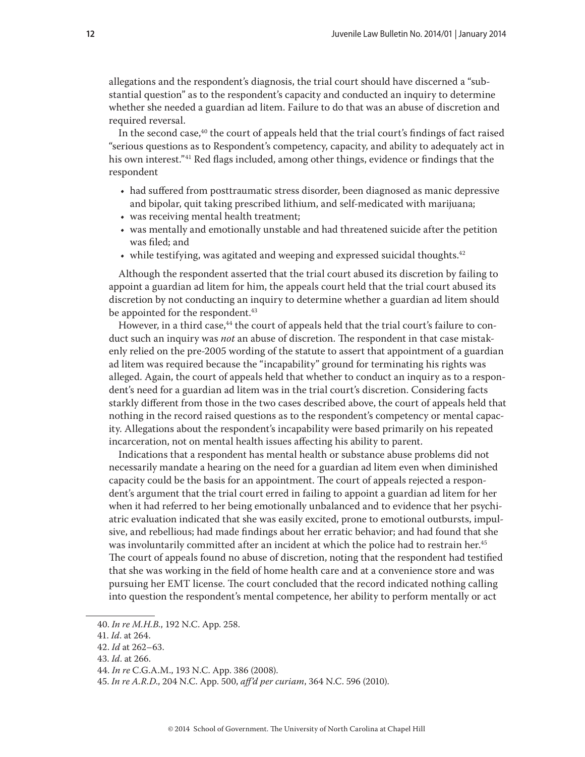allegations and the respondent's diagnosis, the trial court should have discerned a "substantial question" as to the respondent's capacity and conducted an inquiry to determine whether she needed a guardian ad litem. Failure to do that was an abuse of discretion and required reversal.

In the second case,[40] the court of appeals held that the trial court's findings of fact raised "serious questions as to Respondent's competency, capacity, and ability to adequately act in his own interest."[41] Red flags included, among other things, evidence or findings that the respondent

- had suffered from posttraumatic stress disorder, been diagnosed as manic depressive and bipolar, quit taking prescribed lithium, and self-medicated with marijuana;
- was receiving mental health treatment;
- was mentally and emotionally unstable and had threatened suicide after the petition was filed; and
- while testifying, was agitated and weeping and expressed suicidal thoughts.[42]

Although the respondent asserted that the trial court abused its discretion by failing to appoint a guardian ad litem for him, the appeals court held that the trial court abused its discretion by not conducting an inquiry to determine whether a guardian ad litem should be appointed for the respondent.[43]

However, in a third case,[44] the court of appeals held that the trial court's failure to conduct such an inquiry was *not* an abuse of discretion. The respondent in that case mistakenly relied on the pre-2005 wording of the statute to assert that appointment of a guardian ad litem was required because the "incapability" ground for terminating his rights was alleged. Again, the court of appeals held that whether to conduct an inquiry as to a respondent's need for a guardian ad litem was in the trial court's discretion. Considering facts starkly different from those in the two cases described above, the court of appeals held that nothing in the record raised questions as to the respondent's competency or mental capacity. Allegations about the respondent's incapability were based primarily on his repeated incarceration, not on mental health issues affecting his ability to parent.

Indications that a respondent has mental health or substance abuse problems did not necessarily mandate a hearing on the need for a guardian ad litem even when diminished capacity could be the basis for an appointment. The court of appeals rejected a respondent's argument that the trial court erred in failing to appoint a guardian ad litem for her when it had referred to her being emotionally unbalanced and to evidence that her psychiatric evaluation indicated that she was easily excited, prone to emotional outbursts, impulsive, and rebellious; had made findings about her erratic behavior; and had found that she was involuntarily committed after an incident at which the police had to restrain her.[45] The court of appeals found no abuse of discretion, noting that the respondent had testified that she was working in the field of home health care and at a convenience store and was pursuing her EMT license. The court concluded that the record indicated nothing calling into question the respondent's mental competence, her ability to perform mentally or act

---

40. *In re M.H.B.*, 192 N.C. App. 258.

41. *Id*. at 264.

42. *Id* at 262–63.

43. *Id*. at 266.

44. *In re* C.G.A.M., 193 N.C. App. 386 (2008).

45. *In re A.R.D.*, 204 N.C. App. 500, *aff'd per curiam*, 364 N.C. 596 (2010).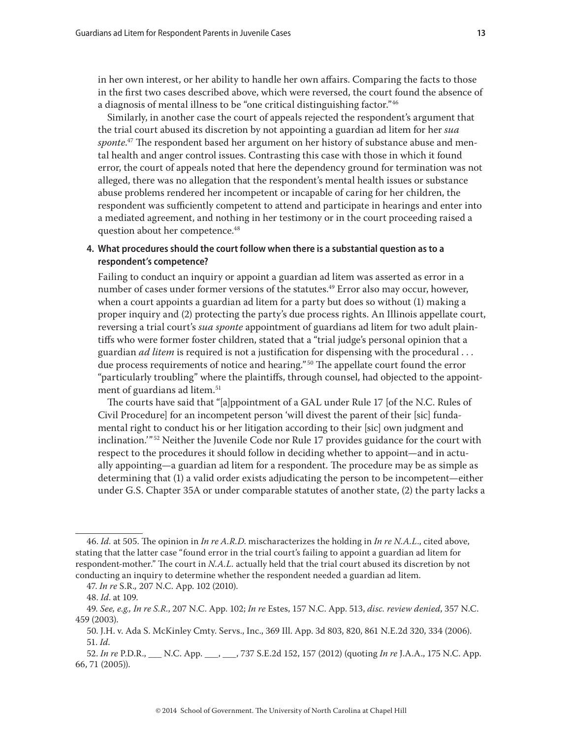in her own interest, or her ability to handle her own affairs. Comparing the facts to those in the first two cases described above, which were reversed, the court found the absence of a diagnosis of mental illness to be "one critical distinguishing factor."[46]

Similarly, in another case the court of appeals rejected the respondent's argument that the trial court abused its discretion by not appointing a guardian ad litem for her *sua sponte*.[47] The respondent based her argument on her history of substance abuse and mental health and anger control issues. Contrasting this case with those in which it found error, the court of appeals noted that here the dependency ground for termination was not alleged, there was no allegation that the respondent's mental health issues or substance abuse problems rendered her incompetent or incapable of caring for her children, the respondent was sufficiently competent to attend and participate in hearings and enter into a mediated agreement, and nothing in her testimony or in the court proceeding raised a question about her competence.[48]

**4. What procedures should the court follow when there is a substantial question as to a respondent's competence?**

Failing to conduct an inquiry or appoint a guardian ad litem was asserted as error in a number of cases under former versions of the statutes.[49] Error also may occur, however, when a court appoints a guardian ad litem for a party but does so without (1) making a proper inquiry and (2) protecting the party's due process rights. An Illinois appellate court, reversing a trial court's *sua sponte* appointment of guardians ad litem for two adult plaintiffs who were former foster children, stated that a "trial judge's personal opinion that a guardian *ad litem* is required is not a justification for dispensing with the procedural . . . due process requirements of notice and hearing."[50] The appellate court found the error "particularly troubling" where the plaintiffs, through counsel, had objected to the appointment of guardians ad litem.[51]

The courts have said that "[a]ppointment of a GAL under Rule 17 [of the N.C. Rules of Civil Procedure] for an incompetent person 'will divest the parent of their [sic] fundamental right to conduct his or her litigation according to their [sic] own judgment and inclination.'"[52] Neither the Juvenile Code nor Rule 17 provides guidance for the court with respect to the procedures it should follow in deciding whether to appoint—and in actually appointing—a guardian ad litem for a respondent. The procedure may be as simple as determining that (1) a valid order exists adjudicating the person to be incompetent—either under G.S. Chapter 35A or under comparable statutes of another state, (2) the party lacks a

---

46. *Id.* at 505. The opinion in *In re A.R.D.* mischaracterizes the holding in *In re N.A.L.*, cited above, stating that the latter case "found error in the trial court's failing to appoint a guardian ad litem for respondent-mother." The court in *N.A.L.* actually held that the trial court abused its discretion by not conducting an inquiry to determine whether the respondent needed a guardian ad litem.

47. *In re* S.R., 207 N.C. App. 102 (2010).

48. *Id*. at 109.

49. *See, e.g., In re S.R.*, 207 N.C. App. 102; *In re* Estes, 157 N.C. App. 513, *disc. review denied*, 357 N.C. 459 (2003).

50. J.H. v. Ada S. McKinley Cmty. Servs., Inc., 369 Ill. App. 3d 803, 820, 861 N.E.2d 320, 334 (2006).

51. *Id.*

52. *In re* P.D.R., ___ N.C. App. ___, ___, 737 S.E.2d 152, 157 (2012) (quoting *In re* J.A.A., 175 N.C. App. 66, 71 (2005)).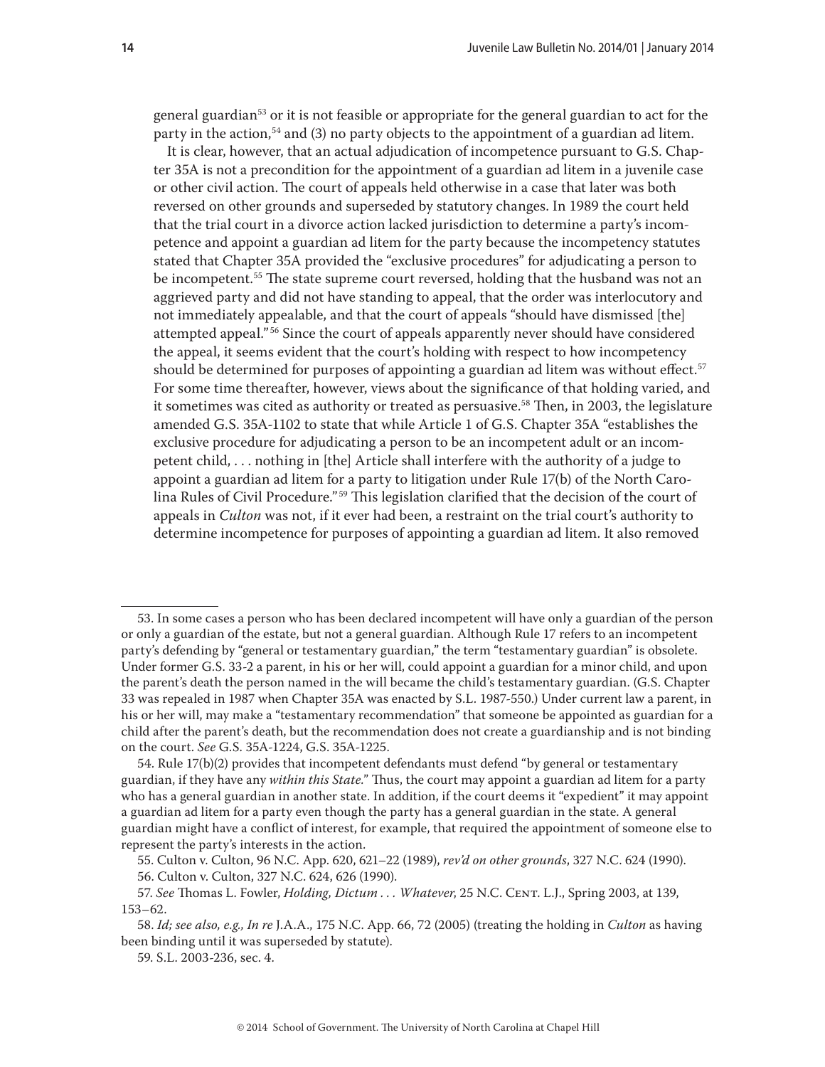general guardian[53] or it is not feasible or appropriate for the general guardian to act for the party in the action,[54] and (3) no party objects to the appointment of a guardian ad litem.

It is clear, however, that an actual adjudication of incompetence pursuant to G.S. Chapter 35A is not a precondition for the appointment of a guardian ad litem in a juvenile case or other civil action. The court of appeals held otherwise in a case that later was both reversed on other grounds and superseded by statutory changes. In 1989 the court held that the trial court in a divorce action lacked jurisdiction to determine a party's incompetence and appoint a guardian ad litem for the party because the incompetency statutes stated that Chapter 35A provided the "exclusive procedures" for adjudicating a person to be incompetent.[55] The state supreme court reversed, holding that the husband was not an aggrieved party and did not have standing to appeal, that the order was interlocutory and not immediately appealable, and that the court of appeals "should have dismissed [the] attempted appeal."[56] Since the court of appeals apparently never should have considered the appeal, it seems evident that the court's holding with respect to how incompetency should be determined for purposes of appointing a guardian ad litem was without effect.[57] For some time thereafter, however, views about the significance of that holding varied, and it sometimes was cited as authority or treated as persuasive.[58] Then, in 2003, the legislature amended G.S. 35A-1102 to state that while Article 1 of G.S. Chapter 35A "establishes the exclusive procedure for adjudicating a person to be an incompetent adult or an incompetent child, . . . nothing in [the] Article shall interfere with the authority of a judge to appoint a guardian ad litem for a party to litigation under Rule 17(b) of the North Carolina Rules of Civil Procedure."[59] This legislation clarified that the decision of the court of appeals in *Culton* was not, if it ever had been, a restraint on the trial court's authority to determine incompetence for purposes of appointing a guardian ad litem. It also removed

---

53. In some cases a person who has been declared incompetent will have only a guardian of the person or only a guardian of the estate, but not a general guardian. Although Rule 17 refers to an incompetent party's defending by "general or testamentary guardian," the term "testamentary guardian" is obsolete. Under former G.S. 33-2 a parent, in his or her will, could appoint a guardian for a minor child, and upon the parent's death the person named in the will became the child's testamentary guardian. (G.S. Chapter 33 was repealed in 1987 when Chapter 35A was enacted by S.L. 1987-550.) Under current law a parent, in his or her will, may make a "testamentary recommendation" that someone be appointed as guardian for a child after the parent's death, but the recommendation does not create a guardianship and is not binding on the court. *See* G.S. 35A-1224, G.S. 35A-1225.

54. Rule 17(b)(2) provides that incompetent defendants must defend "by general or testamentary guardian, if they have any *within this State*." Thus, the court may appoint a guardian ad litem for a party who has a general guardian in another state. In addition, if the court deems it "expedient" it may appoint a guardian ad litem for a party even though the party has a general guardian in the state. A general guardian might have a conflict of interest, for example, that required the appointment of someone else to represent the party's interests in the action.

55. Culton v. Culton, 96 N.C. App. 620, 621–22 (1989), *rev'd on other grounds*, 327 N.C. 624 (1990).

56. Culton v. Culton, 327 N.C. 624, 626 (1990).

57. *See* Thomas L. Fowler, *Holding, Dictum . . . Whatever*, 25 N.C. Cent. L.J., Spring 2003, at 139, 153–62.

58. *Id; see also, e.g., In re* J.A.A., 175 N.C. App. 66, 72 (2005) (treating the holding in *Culton* as having been binding until it was superseded by statute).

59. S.L. 2003-236, sec. 4.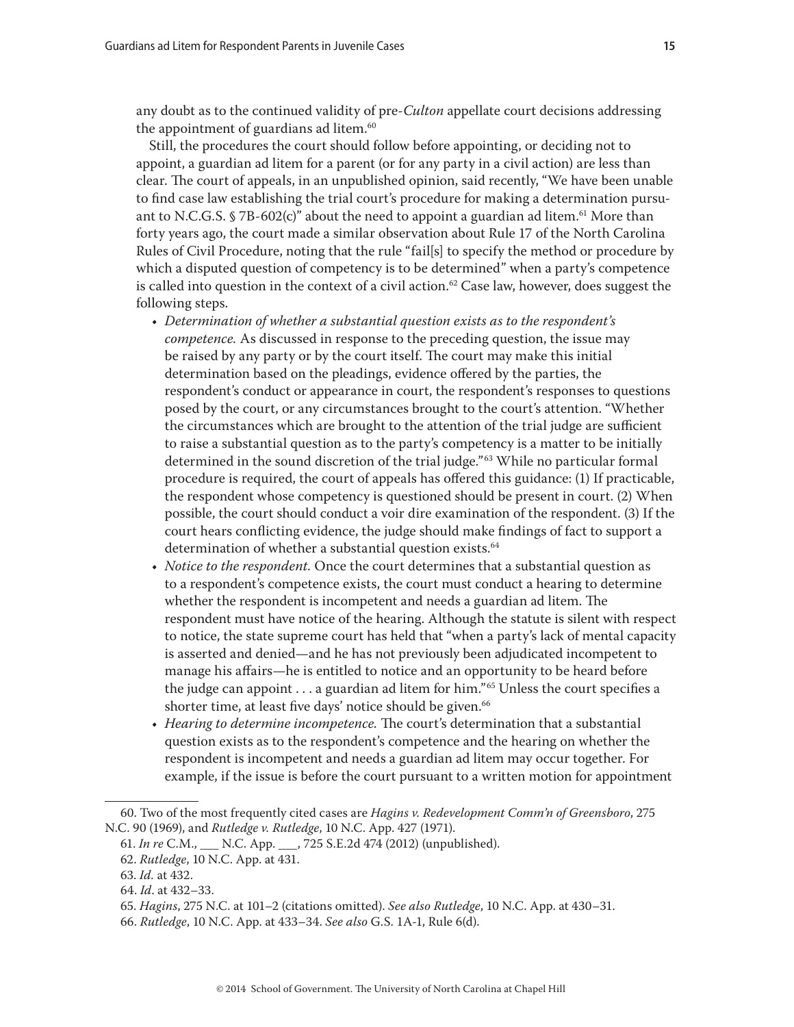any doubt as to the continued validity of pre-*Culton* appellate court decisions addressing the appointment of guardians ad litem.[60]

Still, the procedures the court should follow before appointing, or deciding not to appoint, a guardian ad litem for a parent (or for any party in a civil action) are less than clear. The court of appeals, in an unpublished opinion, said recently, "We have been unable to find case law establishing the trial court's procedure for making a determination pursuant to N.C.G.S. § 7B-602(c)" about the need to appoint a guardian ad litem.[61] More than forty years ago, the court made a similar observation about Rule 17 of the North Carolina Rules of Civil Procedure, noting that the rule "fail[s] to specify the method or procedure by which a disputed question of competency is to be determined" when a party's competence is called into question in the context of a civil action.[62] Case law, however, does suggest the following steps.

- *Determination of whether a substantial question exists as to the respondent's competence.* As discussed in response to the preceding question, the issue may be raised by any party or by the court itself. The court may make this initial determination based on the pleadings, evidence offered by the parties, the respondent's conduct or appearance in court, the respondent's responses to questions posed by the court, or any circumstances brought to the court's attention. "Whether the circumstances which are brought to the attention of the trial judge are sufficient to raise a substantial question as to the party's competency is a matter to be initially determined in the sound discretion of the trial judge."[63] While no particular formal procedure is required, the court of appeals has offered this guidance: (1) If practicable, the respondent whose competency is questioned should be present in court. (2) When possible, the court should conduct a voir dire examination of the respondent. (3) If the court hears conflicting evidence, the judge should make findings of fact to support a determination of whether a substantial question exists.[64]
- *Notice to the respondent.* Once the court determines that a substantial question as to a respondent's competence exists, the court must conduct a hearing to determine whether the respondent is incompetent and needs a guardian ad litem. The respondent must have notice of the hearing. Although the statute is silent with respect to notice, the state supreme court has held that "when a party's lack of mental capacity is asserted and denied—and he has not previously been adjudicated incompetent to manage his affairs—he is entitled to notice and an opportunity to be heard before the judge can appoint . . . a guardian ad litem for him."[65] Unless the court specifies a shorter time, at least five days' notice should be given.[66]
- *Hearing to determine incompetence.* The court's determination that a substantial question exists as to the respondent's competence and the hearing on whether the respondent is incompetent and needs a guardian ad litem may occur together. For example, if the issue is before the court pursuant to a written motion for appointment

---

60. Two of the most frequently cited cases are *Hagins v. Redevelopment Comm'n of Greensboro*, 275 N.C. 90 (1969), and *Rutledge v. Rutledge*, 10 N.C. App. 427 (1971).

61. *In re* C.M., ___ N.C. App. ___, 725 S.E.2d 474 (2012) (unpublished).

62. *Rutledge*, 10 N.C. App. at 431.

63. *Id.* at 432.

64. *Id.* at 432–33.

65. *Hagins*, 275 N.C. at 101–2 (citations omitted). *See also Rutledge*, 10 N.C. App. at 430–31.

66. *Rutledge*, 10 N.C. App. at 433–34. *See also* G.S. 1A-1, Rule 6(d).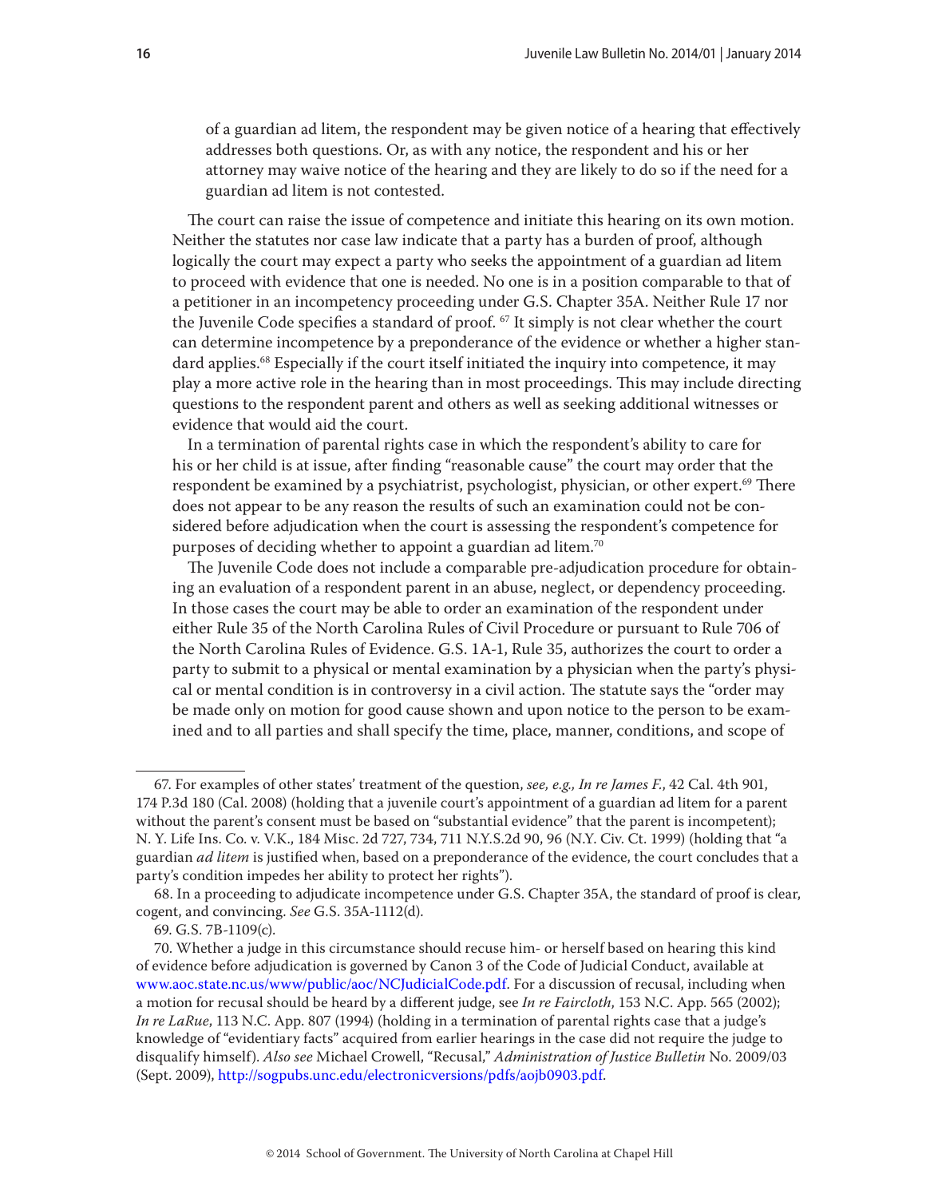of a guardian ad litem, the respondent may be given notice of a hearing that effectively addresses both questions. Or, as with any notice, the respondent and his or her attorney may waive notice of the hearing and they are likely to do so if the need for a guardian ad litem is not contested.

The court can raise the issue of competence and initiate this hearing on its own motion. Neither the statutes nor case law indicate that a party has a burden of proof, although logically the court may expect a party who seeks the appointment of a guardian ad litem to proceed with evidence that one is needed. No one is in a position comparable to that of a petitioner in an incompetency proceeding under G.S. Chapter 35A. Neither Rule 17 nor the Juvenile Code specifies a standard of proof.[67] It simply is not clear whether the court can determine incompetence by a preponderance of the evidence or whether a higher standard applies.[68] Especially if the court itself initiated the inquiry into competence, it may play a more active role in the hearing than in most proceedings. This may include directing questions to the respondent parent and others as well as seeking additional witnesses or evidence that would aid the court.

In a termination of parental rights case in which the respondent's ability to care for his or her child is at issue, after finding "reasonable cause" the court may order that the respondent be examined by a psychiatrist, psychologist, physician, or other expert.[69] There does not appear to be any reason the results of such an examination could not be considered before adjudication when the court is assessing the respondent's competence for purposes of deciding whether to appoint a guardian ad litem.[70]

The Juvenile Code does not include a comparable pre-adjudication procedure for obtaining an evaluation of a respondent parent in an abuse, neglect, or dependency proceeding. In those cases the court may be able to order an examination of the respondent under either Rule 35 of the North Carolina Rules of Civil Procedure or pursuant to Rule 706 of the North Carolina Rules of Evidence. G.S. 1A-1, Rule 35, authorizes the court to order a party to submit to a physical or mental examination by a physician when the party's physical or mental condition is in controversy in a civil action. The statute says the "order may be made only on motion for good cause shown and upon notice to the person to be examined and to all parties and shall specify the time, place, manner, conditions, and scope of

---

67. For examples of other states' treatment of the question, *see, e.g., In re James F.*, 42 Cal. 4th 901, 174 P.3d 180 (Cal. 2008) (holding that a juvenile court's appointment of a guardian ad litem for a parent without the parent's consent must be based on "substantial evidence" that the parent is incompetent); N. Y. Life Ins. Co. v. V.K., 184 Misc. 2d 727, 734, 711 N.Y.S.2d 90, 96 (N.Y. Civ. Ct. 1999) (holding that "a guardian *ad litem* is justified when, based on a preponderance of the evidence, the court concludes that a party's condition impedes her ability to protect her rights").

68. In a proceeding to adjudicate incompetence under G.S. Chapter 35A, the standard of proof is clear, cogent, and convincing. *See* G.S. 35A-1112(d).

69. G.S. 7B-1109(c).

70. Whether a judge in this circumstance should recuse him- or herself based on hearing this kind of evidence before adjudication is governed by Canon 3 of the Code of Judicial Conduct, available at www.aoc.state.nc.us/www/public/aoc/NCJudicialCode.pdf. For a discussion of recusal, including when a motion for recusal should be heard by a different judge, see *In re Faircloth*, 153 N.C. App. 565 (2002); *In re LaRue*, 113 N.C. App. 807 (1994) (holding in a termination of parental rights case that a judge's knowledge of "evidentiary facts" acquired from earlier hearings in the case did not require the judge to disqualify himself). *Also see* Michael Crowell, "Recusal," *Administration of Justice Bulletin* No. 2009/03 (Sept. 2009), http://sogpubs.unc.edu/electronicversions/pdfs/aojb0903.pdf.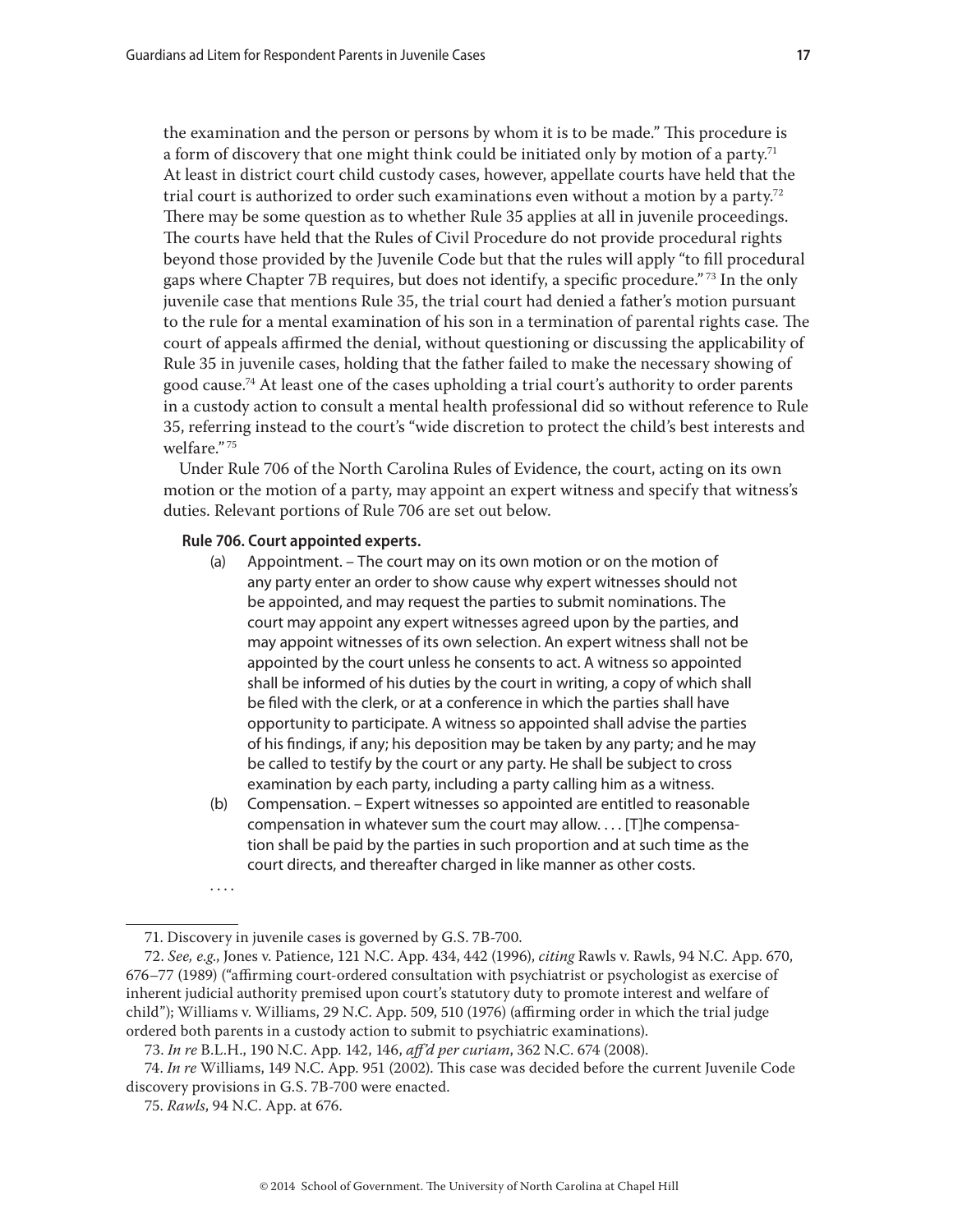the examination and the person or persons by whom it is to be made." This procedure is a form of discovery that one might think could be initiated only by motion of a party.[71] At least in district court child custody cases, however, appellate courts have held that the trial court is authorized to order such examinations even without a motion by a party.[72] There may be some question as to whether Rule 35 applies at all in juvenile proceedings. The courts have held that the Rules of Civil Procedure do not provide procedural rights beyond those provided by the Juvenile Code but that the rules will apply "to fill procedural gaps where Chapter 7B requires, but does not identify, a specific procedure."[73] In the only juvenile case that mentions Rule 35, the trial court had denied a father's motion pursuant to the rule for a mental examination of his son in a termination of parental rights case. The court of appeals affirmed the denial, without questioning or discussing the applicability of Rule 35 in juvenile cases, holding that the father failed to make the necessary showing of good cause.[74] At least one of the cases upholding a trial court's authority to order parents in a custody action to consult a mental health professional did so without reference to Rule 35, referring instead to the court's "wide discretion to protect the child's best interests and welfare."[75]

Under Rule 706 of the North Carolina Rules of Evidence, the court, acting on its own motion or the motion of a party, may appoint an expert witness and specify that witness's duties. Relevant portions of Rule 706 are set out below.

**Rule 706. Court appointed experts.**

(a) Appointment. – The court may on its own motion or on the motion of any party enter an order to show cause why expert witnesses should not be appointed, and may request the parties to submit nominations. The court may appoint any expert witnesses agreed upon by the parties, and may appoint witnesses of its own selection. An expert witness shall not be appointed by the court unless he consents to act. A witness so appointed shall be informed of his duties by the court in writing, a copy of which shall be filed with the clerk, or at a conference in which the parties shall have opportunity to participate. A witness so appointed shall advise the parties of his findings, if any; his deposition may be taken by any party; and he may be called to testify by the court or any party. He shall be subject to cross examination by each party, including a party calling him as a witness.

(b) Compensation. – Expert witnesses so appointed are entitled to reasonable compensation in whatever sum the court may allow. . . . [T]he compensation shall be paid by the parties in such proportion and at such time as the court directs, and thereafter charged in like manner as other costs.

. . . .

---

71. Discovery in juvenile cases is governed by G.S. 7B-700.

72. *See, e.g.*, Jones v. Patience, 121 N.C. App. 434, 442 (1996), *citing* Rawls v. Rawls, 94 N.C. App. 670, 676–77 (1989) ("affirming court-ordered consultation with psychiatrist or psychologist as exercise of inherent judicial authority premised upon court's statutory duty to promote interest and welfare of child"); Williams v. Williams, 29 N.C. App. 509, 510 (1976) (affirming order in which the trial judge ordered both parents in a custody action to submit to psychiatric examinations).

73. *In re* B.L.H., 190 N.C. App. 142, 146, *aff'd per curiam*, 362 N.C. 674 (2008).

74. *In re* Williams, 149 N.C. App. 951 (2002). This case was decided before the current Juvenile Code discovery provisions in G.S. 7B-700 were enacted.

75. *Rawls*, 94 N.C. App. at 676.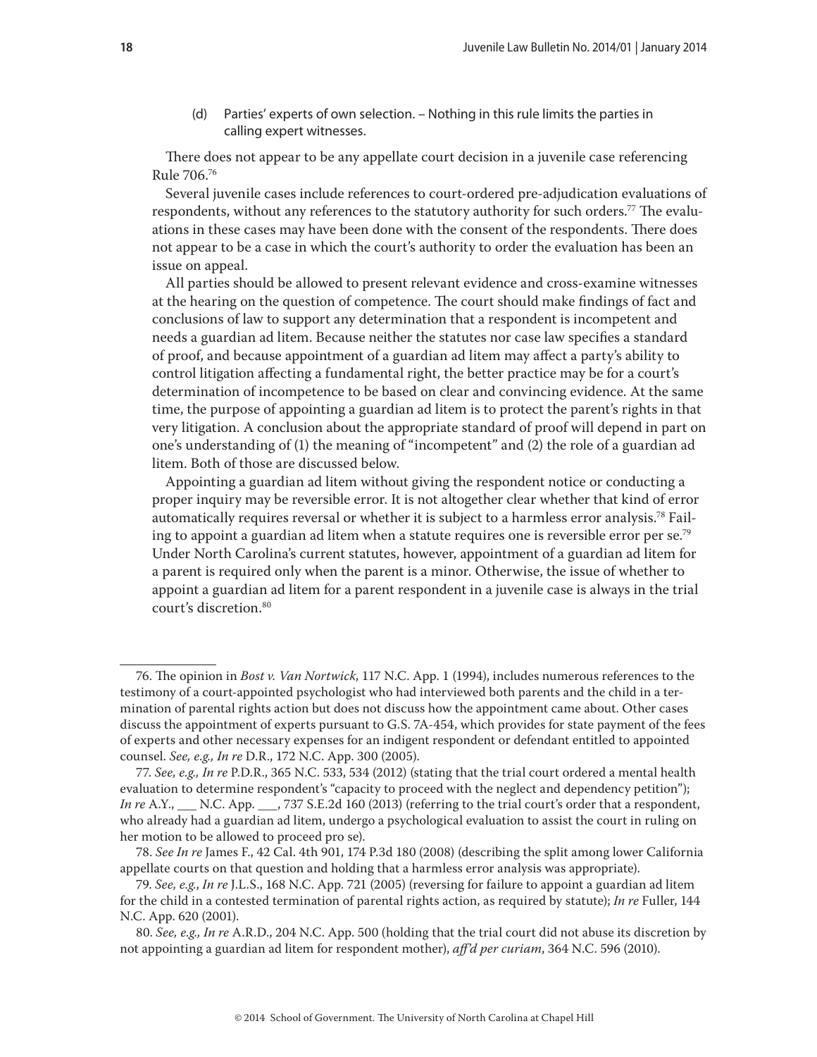(d) Parties' experts of own selection. – Nothing in this rule limits the parties in calling expert witnesses.

There does not appear to be any appellate court decision in a juvenile case referencing Rule 706.[76]

Several juvenile cases include references to court-ordered pre-adjudication evaluations of respondents, without any references to the statutory authority for such orders.[77] The evaluations in these cases may have been done with the consent of the respondents. There does not appear to be a case in which the court's authority to order the evaluation has been an issue on appeal.

All parties should be allowed to present relevant evidence and cross-examine witnesses at the hearing on the question of competence. The court should make findings of fact and conclusions of law to support any determination that a respondent is incompetent and needs a guardian ad litem. Because neither the statutes nor case law specifies a standard of proof, and because appointment of a guardian ad litem may affect a party's ability to control litigation affecting a fundamental right, the better practice may be for a court's determination of incompetence to be based on clear and convincing evidence. At the same time, the purpose of appointing a guardian ad litem is to protect the parent's rights in that very litigation. A conclusion about the appropriate standard of proof will depend in part on one's understanding of (1) the meaning of "incompetent" and (2) the role of a guardian ad litem. Both of those are discussed below.

Appointing a guardian ad litem without giving the respondent notice or conducting a proper inquiry may be reversible error. It is not altogether clear whether that kind of error automatically requires reversal or whether it is subject to a harmless error analysis.[78] Failing to appoint a guardian ad litem when a statute requires one is reversible error per se.[79] Under North Carolina's current statutes, however, appointment of a guardian ad litem for a parent is required only when the parent is a minor. Otherwise, the issue of whether to appoint a guardian ad litem for a parent respondent in a juvenile case is always in the trial court's discretion.[80]

---

76. The opinion in *Bost v. Van Nortwick*, 117 N.C. App. 1 (1994), includes numerous references to the testimony of a court-appointed psychologist who had interviewed both parents and the child in a termination of parental rights action but does not discuss how the appointment came about. Other cases discuss the appointment of experts pursuant to G.S. 7A-454, which provides for state payment of the fees of experts and other necessary expenses for an indigent respondent or defendant entitled to appointed counsel. *See, e.g., In re* D.R., 172 N.C. App. 300 (2005).

77. *See, e.g., In re* P.D.R., 365 N.C. 533, 534 (2012) (stating that the trial court ordered a mental health evaluation to determine respondent's "capacity to proceed with the neglect and dependency petition"); *In re* A.Y., ___ N.C. App. ___, 737 S.E.2d 160 (2013) (referring to the trial court's order that a respondent, who already had a guardian ad litem, undergo a psychological evaluation to assist the court in ruling on her motion to be allowed to proceed pro se).

78. *See In re* James F., 42 Cal. 4th 901, 174 P.3d 180 (2008) (describing the split among lower California appellate courts on that question and holding that a harmless error analysis was appropriate).

79. *See, e.g.*, *In re* J.L.S., 168 N.C. App. 721 (2005) (reversing for failure to appoint a guardian ad litem for the child in a contested termination of parental rights action, as required by statute); *In re* Fuller, 144 N.C. App. 620 (2001).

80. *See, e.g., In re* A.R.D., 204 N.C. App. 500 (holding that the trial court did not abuse its discretion by not appointing a guardian ad litem for respondent mother), *aff'd per curiam*, 364 N.C. 596 (2010).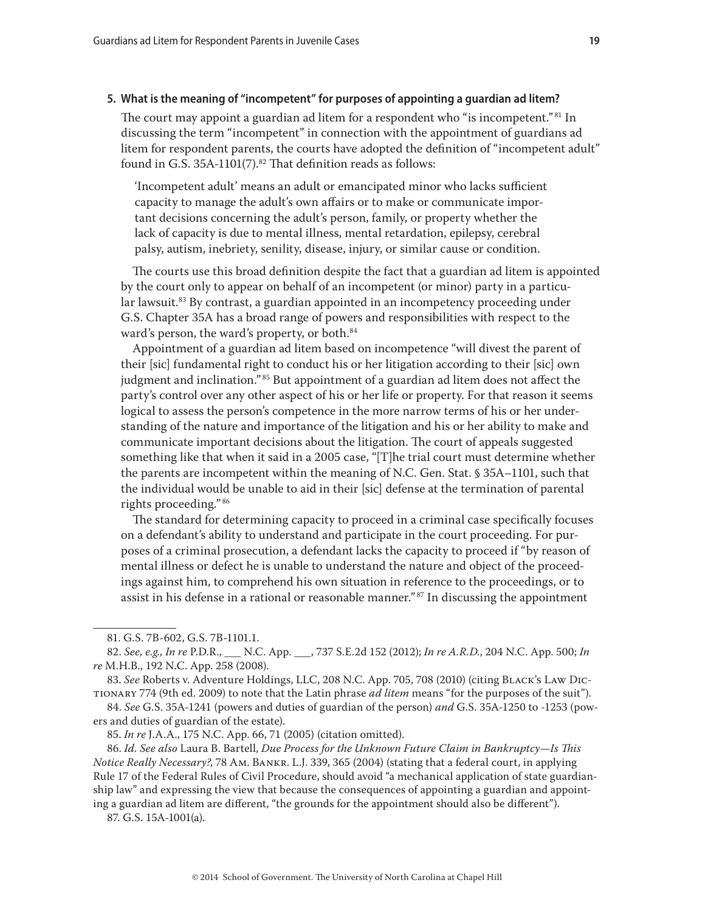### 5. What is the meaning of "incompetent" for purposes of appointing a guardian ad litem?

The court may appoint a guardian ad litem for a respondent who "is incompetent."[81] In discussing the term "incompetent" in connection with the appointment of guardians ad litem for respondent parents, the courts have adopted the definition of "incompetent adult" found in G.S. 35A-1101(7).[82] That definition reads as follows:

> 'Incompetent adult' means an adult or emancipated minor who lacks sufficient capacity to manage the adult's own affairs or to make or communicate important decisions concerning the adult's person, family, or property whether the lack of capacity is due to mental illness, mental retardation, epilepsy, cerebral palsy, autism, inebriety, senility, disease, injury, or similar cause or condition.

The courts use this broad definition despite the fact that a guardian ad litem is appointed by the court only to appear on behalf of an incompetent (or minor) party in a particular lawsuit.[83] By contrast, a guardian appointed in an incompetency proceeding under G.S. Chapter 35A has a broad range of powers and responsibilities with respect to the ward's person, the ward's property, or both.[84]

Appointment of a guardian ad litem based on incompetence "will divest the parent of their [sic] fundamental right to conduct his or her litigation according to their [sic] own judgment and inclination."[85] But appointment of a guardian ad litem does not affect the party's control over any other aspect of his or her life or property. For that reason it seems logical to assess the person's competence in the more narrow terms of his or her understanding of the nature and importance of the litigation and his or her ability to make and communicate important decisions about the litigation. The court of appeals suggested something like that when it said in a 2005 case, "[T]he trial court must determine whether the parents are incompetent within the meaning of N.C. Gen. Stat. § 35A–1101, such that the individual would be unable to aid in their [sic] defense at the termination of parental rights proceeding."[86]

The standard for determining capacity to proceed in a criminal case specifically focuses on a defendant's ability to understand and participate in the court proceeding. For purposes of a criminal prosecution, a defendant lacks the capacity to proceed if "by reason of mental illness or defect he is unable to understand the nature and object of the proceedings against him, to comprehend his own situation in reference to the proceedings, or to assist in his defense in a rational or reasonable manner."[87] In discussing the appointment

---

81. G.S. 7B-602, G.S. 7B-1101.1.

82. *See, e.g., In re* P.D.R., ___ N.C. App. ___, 737 S.E.2d 152 (2012); *In re A.R.D.*, 204 N.C. App. 500; *In re* M.H.B., 192 N.C. App. 258 (2008).

83. *See* Roberts v. Adventure Holdings, LLC, 208 N.C. App. 705, 708 (2010) (citing Black's Law Dictionary 774 (9th ed. 2009) to note that the Latin phrase *ad litem* means "for the purposes of the suit").

84. *See* G.S. 35A-1241 (powers and duties of guardian of the person) *and* G.S. 35A-1250 to -1253 (powers and duties of guardian of the estate).

85. *In re* J.A.A., 175 N.C. App. 66, 71 (2005) (citation omitted).

86. *Id. See also* Laura B. Bartell, *Due Process for the Unknown Future Claim in Bankruptcy—Is This Notice Really Necessary?*, 78 Am. Bankr. L.J. 339, 365 (2004) (stating that a federal court, in applying Rule 17 of the Federal Rules of Civil Procedure, should avoid "a mechanical application of state guardianship law" and expressing the view that because the consequences of appointing a guardian and appointing a guardian ad litem are different, "the grounds for the appointment should also be different").

87. G.S. 15A-1001(a).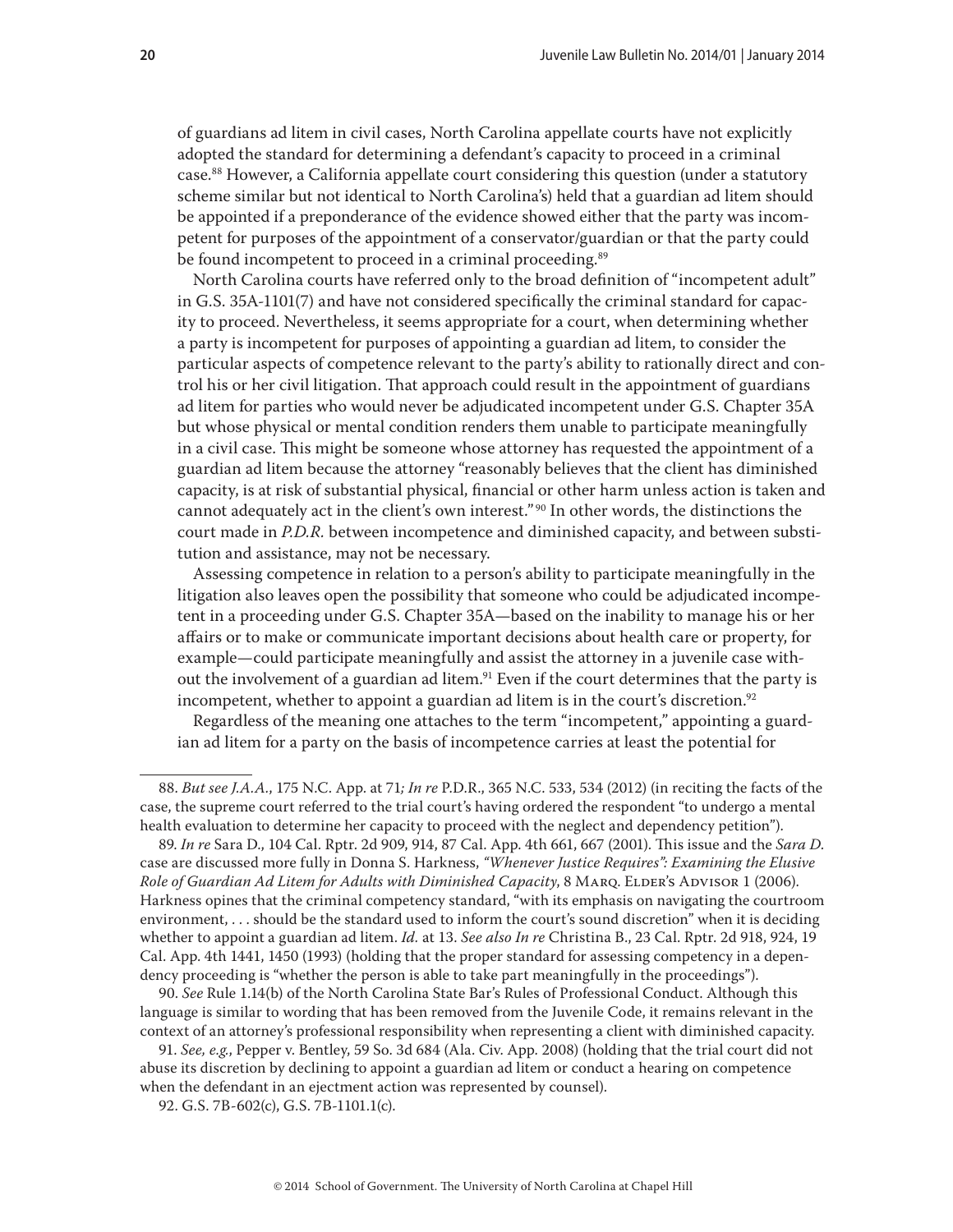of guardians ad litem in civil cases, North Carolina appellate courts have not explicitly adopted the standard for determining a defendant's capacity to proceed in a criminal case.[88] However, a California appellate court considering this question (under a statutory scheme similar but not identical to North Carolina's) held that a guardian ad litem should be appointed if a preponderance of the evidence showed either that the party was incompetent for purposes of the appointment of a conservator/guardian or that the party could be found incompetent to proceed in a criminal proceeding.[89]

North Carolina courts have referred only to the broad definition of "incompetent adult" in G.S. 35A-1101(7) and have not considered specifically the criminal standard for capacity to proceed. Nevertheless, it seems appropriate for a court, when determining whether a party is incompetent for purposes of appointing a guardian ad litem, to consider the particular aspects of competence relevant to the party's ability to rationally direct and control his or her civil litigation. That approach could result in the appointment of guardians ad litem for parties who would never be adjudicated incompetent under G.S. Chapter 35A but whose physical or mental condition renders them unable to participate meaningfully in a civil case. This might be someone whose attorney has requested the appointment of a guardian ad litem because the attorney "reasonably believes that the client has diminished capacity, is at risk of substantial physical, financial or other harm unless action is taken and cannot adequately act in the client's own interest."[90] In other words, the distinctions the court made in *P.D.R.* between incompetence and diminished capacity, and between substitution and assistance, may not be necessary.

Assessing competence in relation to a person's ability to participate meaningfully in the litigation also leaves open the possibility that someone who could be adjudicated incompetent in a proceeding under G.S. Chapter 35A—based on the inability to manage his or her affairs or to make or communicate important decisions about health care or property, for example—could participate meaningfully and assist the attorney in a juvenile case without the involvement of a guardian ad litem.[91] Even if the court determines that the party is incompetent, whether to appoint a guardian ad litem is in the court's discretion.[92]

Regardless of the meaning one attaches to the term "incompetent," appointing a guardian ad litem for a party on the basis of incompetence carries at least the potential for

---

88. *But see J.A.A.*, 175 N.C. App. at 71*; In re* P.D.R., 365 N.C. 533, 534 (2012) (in reciting the facts of the case, the supreme court referred to the trial court's having ordered the respondent "to undergo a mental health evaluation to determine her capacity to proceed with the neglect and dependency petition").

89. *In re* Sara D., 104 Cal. Rptr. 2d 909, 914, 87 Cal. App. 4th 661, 667 (2001). This issue and the *Sara D.* case are discussed more fully in Donna S. Harkness, *"Whenever Justice Requires": Examining the Elusive Role of Guardian Ad Litem for Adults with Diminished Capacity*, 8 Marq. Elder's Advisor 1 (2006). Harkness opines that the criminal competency standard, "with its emphasis on navigating the courtroom environment, . . . should be the standard used to inform the court's sound discretion" when it is deciding whether to appoint a guardian ad litem. *Id.* at 13. *See also In re* Christina B., 23 Cal. Rptr. 2d 918, 924, 19 Cal. App. 4th 1441, 1450 (1993) (holding that the proper standard for assessing competency in a dependency proceeding is "whether the person is able to take part meaningfully in the proceedings").

90. *See* Rule 1.14(b) of the North Carolina State Bar's Rules of Professional Conduct. Although this language is similar to wording that has been removed from the Juvenile Code, it remains relevant in the context of an attorney's professional responsibility when representing a client with diminished capacity.

91. *See, e.g.*, Pepper v. Bentley, 59 So. 3d 684 (Ala. Civ. App. 2008) (holding that the trial court did not abuse its discretion by declining to appoint a guardian ad litem or conduct a hearing on competence when the defendant in an ejectment action was represented by counsel).

92. G.S. 7B-602(c), G.S. 7B-1101.1(c).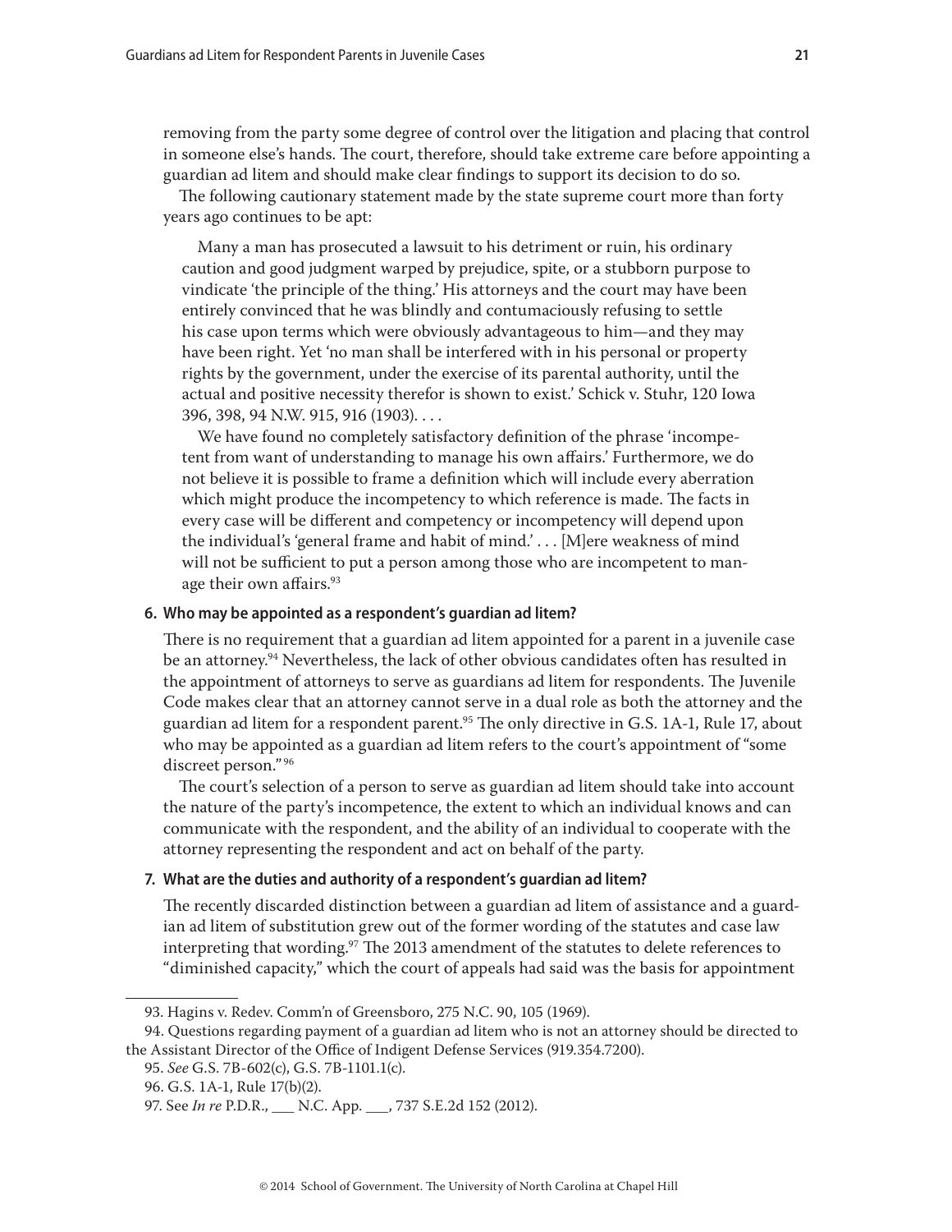removing from the party some degree of control over the litigation and placing that control in someone else's hands. The court, therefore, should take extreme care before appointing a guardian ad litem and should make clear findings to support its decision to do so.

The following cautionary statement made by the state supreme court more than forty years ago continues to be apt:

> Many a man has prosecuted a lawsuit to his detriment or ruin, his ordinary caution and good judgment warped by prejudice, spite, or a stubborn purpose to vindicate 'the principle of the thing.' His attorneys and the court may have been entirely convinced that he was blindly and contumaciously refusing to settle his case upon terms which were obviously advantageous to him—and they may have been right. Yet 'no man shall be interfered with in his personal or property rights by the government, under the exercise of its parental authority, until the actual and positive necessity therefor is shown to exist.' Schick v. Stuhr, 120 Iowa 396, 398, 94 N.W. 915, 916 (1903). . . .
>
> We have found no completely satisfactory definition of the phrase 'incompetent from want of understanding to manage his own affairs.' Furthermore, we do not believe it is possible to frame a definition which will include every aberration which might produce the incompetency to which reference is made. The facts in every case will be different and competency or incompetency will depend upon the individual's 'general frame and habit of mind.' . . . [M]ere weakness of mind will not be sufficient to put a person among those who are incompetent to manage their own affairs.[93]

#### 6. Who may be appointed as a respondent's guardian ad litem?

There is no requirement that a guardian ad litem appointed for a parent in a juvenile case be an attorney.[94] Nevertheless, the lack of other obvious candidates often has resulted in the appointment of attorneys to serve as guardians ad litem for respondents. The Juvenile Code makes clear that an attorney cannot serve in a dual role as both the attorney and the guardian ad litem for a respondent parent.[95] The only directive in G.S. 1A-1, Rule 17, about who may be appointed as a guardian ad litem refers to the court's appointment of "some discreet person."[96]

The court's selection of a person to serve as guardian ad litem should take into account the nature of the party's incompetence, the extent to which an individual knows and can communicate with the respondent, and the ability of an individual to cooperate with the attorney representing the respondent and act on behalf of the party.

#### 7. What are the duties and authority of a respondent's guardian ad litem?

The recently discarded distinction between a guardian ad litem of assistance and a guardian ad litem of substitution grew out of the former wording of the statutes and case law interpreting that wording.[97] The 2013 amendment of the statutes to delete references to "diminished capacity," which the court of appeals had said was the basis for appointment

---

93. Hagins v. Redev. Comm'n of Greensboro, 275 N.C. 90, 105 (1969).

94. Questions regarding payment of a guardian ad litem who is not an attorney should be directed to the Assistant Director of the Office of Indigent Defense Services (919.354.7200).

95. *See* G.S. 7B-602(c), G.S. 7B-1101.1(c).

96. G.S. 1A-1, Rule 17(b)(2).

97. See *In re* P.D.R., ___ N.C. App. ___, 737 S.E.2d 152 (2012).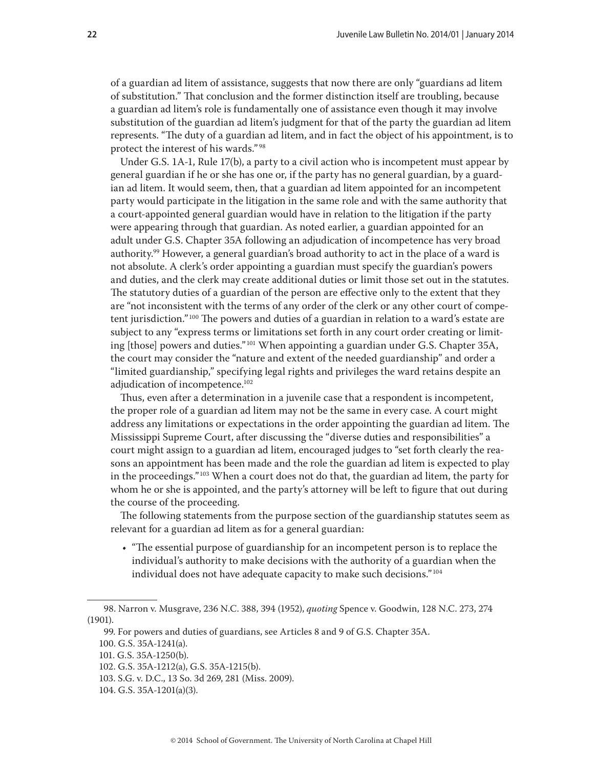of a guardian ad litem of assistance, suggests that now there are only "guardians ad litem of substitution." That conclusion and the former distinction itself are troubling, because a guardian ad litem's role is fundamentally one of assistance even though it may involve substitution of the guardian ad litem's judgment for that of the party the guardian ad litem represents. "The duty of a guardian ad litem, and in fact the object of his appointment, is to protect the interest of his wards."[98]

Under G.S. 1A-1, Rule 17(b), a party to a civil action who is incompetent must appear by general guardian if he or she has one or, if the party has no general guardian, by a guardian ad litem. It would seem, then, that a guardian ad litem appointed for an incompetent party would participate in the litigation in the same role and with the same authority that a court-appointed general guardian would have in relation to the litigation if the party were appearing through that guardian. As noted earlier, a guardian appointed for an adult under G.S. Chapter 35A following an adjudication of incompetence has very broad authority.[99] However, a general guardian's broad authority to act in the place of a ward is not absolute. A clerk's order appointing a guardian must specify the guardian's powers and duties, and the clerk may create additional duties or limit those set out in the statutes. The statutory duties of a guardian of the person are effective only to the extent that they are "not inconsistent with the terms of any order of the clerk or any other court of competent jurisdiction."[100] The powers and duties of a guardian in relation to a ward's estate are subject to any "express terms or limitations set forth in any court order creating or limiting [those] powers and duties."[101] When appointing a guardian under G.S. Chapter 35A, the court may consider the "nature and extent of the needed guardianship" and order a "limited guardianship," specifying legal rights and privileges the ward retains despite an adjudication of incompetence.[102]

Thus, even after a determination in a juvenile case that a respondent is incompetent, the proper role of a guardian ad litem may not be the same in every case. A court might address any limitations or expectations in the order appointing the guardian ad litem. The Mississippi Supreme Court, after discussing the "diverse duties and responsibilities" a court might assign to a guardian ad litem, encouraged judges to "set forth clearly the reasons an appointment has been made and the role the guardian ad litem is expected to play in the proceedings."[103] When a court does not do that, the guardian ad litem, the party for whom he or she is appointed, and the party's attorney will be left to figure that out during the course of the proceeding.

The following statements from the purpose section of the guardianship statutes seem as relevant for a guardian ad litem as for a general guardian:

- "The essential purpose of guardianship for an incompetent person is to replace the individual's authority to make decisions with the authority of a guardian when the individual does not have adequate capacity to make such decisions."[104]

---

98. Narron v. Musgrave, 236 N.C. 388, 394 (1952), *quoting* Spence v. Goodwin, 128 N.C. 273, 274 (1901).

99. For powers and duties of guardians, see Articles 8 and 9 of G.S. Chapter 35A.

100. G.S. 35A-1241(a).

101. G.S. 35A-1250(b).

102. G.S. 35A-1212(a), G.S. 35A-1215(b).

103. S.G. v. D.C., 13 So. 3d 269, 281 (Miss. 2009).

104. G.S. 35A-1201(a)(3).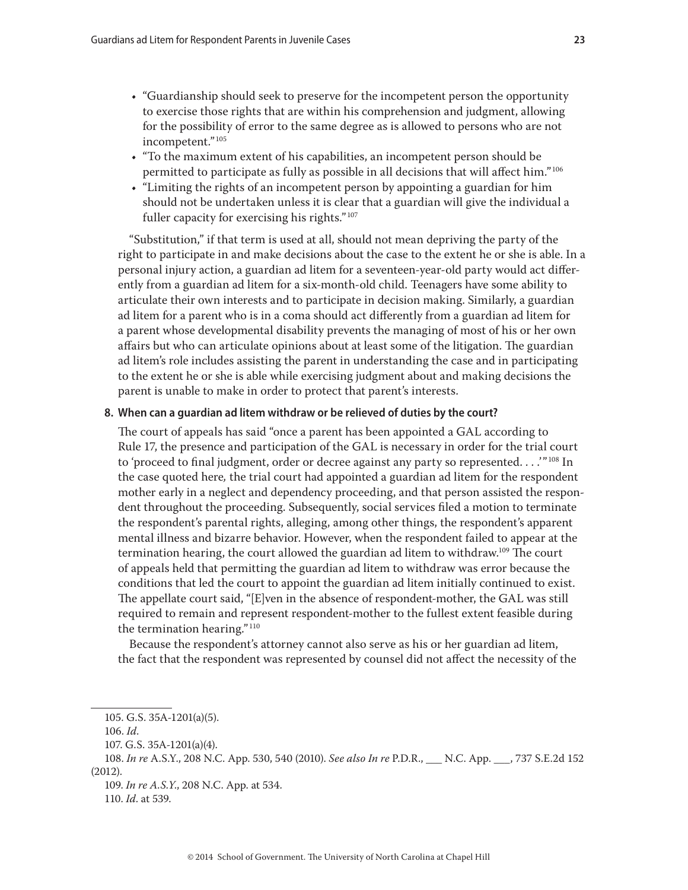- "Guardianship should seek to preserve for the incompetent person the opportunity to exercise those rights that are within his comprehension and judgment, allowing for the possibility of error to the same degree as is allowed to persons who are not incompetent."[105]
- "To the maximum extent of his capabilities, an incompetent person should be permitted to participate as fully as possible in all decisions that will affect him."[106]
- "Limiting the rights of an incompetent person by appointing a guardian for him should not be undertaken unless it is clear that a guardian will give the individual a fuller capacity for exercising his rights."[107]

"Substitution," if that term is used at all, should not mean depriving the party of the right to participate in and make decisions about the case to the extent he or she is able. In a personal injury action, a guardian ad litem for a seventeen-year-old party would act differently from a guardian ad litem for a six-month-old child. Teenagers have some ability to articulate their own interests and to participate in decision making. Similarly, a guardian ad litem for a parent who is in a coma should act differently from a guardian ad litem for a parent whose developmental disability prevents the managing of most of his or her own affairs but who can articulate opinions about at least some of the litigation. The guardian ad litem's role includes assisting the parent in understanding the case and in participating to the extent he or she is able while exercising judgment about and making decisions the parent is unable to make in order to protect that parent's interests.

### 8. When can a guardian ad litem withdraw or be relieved of duties by the court?

The court of appeals has said "once a parent has been appointed a GAL according to Rule 17, the presence and participation of the GAL is necessary in order for the trial court to 'proceed to final judgment, order or decree against any party so represented. . . .'"[108] In the case quoted here, the trial court had appointed a guardian ad litem for the respondent mother early in a neglect and dependency proceeding, and that person assisted the respondent throughout the proceeding. Subsequently, social services filed a motion to terminate the respondent's parental rights, alleging, among other things, the respondent's apparent mental illness and bizarre behavior. However, when the respondent failed to appear at the termination hearing, the court allowed the guardian ad litem to withdraw.[109] The court of appeals held that permitting the guardian ad litem to withdraw was error because the conditions that led the court to appoint the guardian ad litem initially continued to exist. The appellate court said, "[E]ven in the absence of respondent-mother, the GAL was still required to remain and represent respondent-mother to the fullest extent feasible during the termination hearing."[110]

Because the respondent's attorney cannot also serve as his or her guardian ad litem, the fact that the respondent was represented by counsel did not affect the necessity of the

---

105. G.S. 35A-1201(a)(5).

106. *Id.*

107. G.S. 35A-1201(a)(4).

108. *In re* A.S.Y., 208 N.C. App. 530, 540 (2010). *See also In re* P.D.R., ___ N.C. App. ___, 737 S.E.2d 152 (2012).

109. *In re A.S.Y.*, 208 N.C. App. at 534.

110. *Id.* at 539.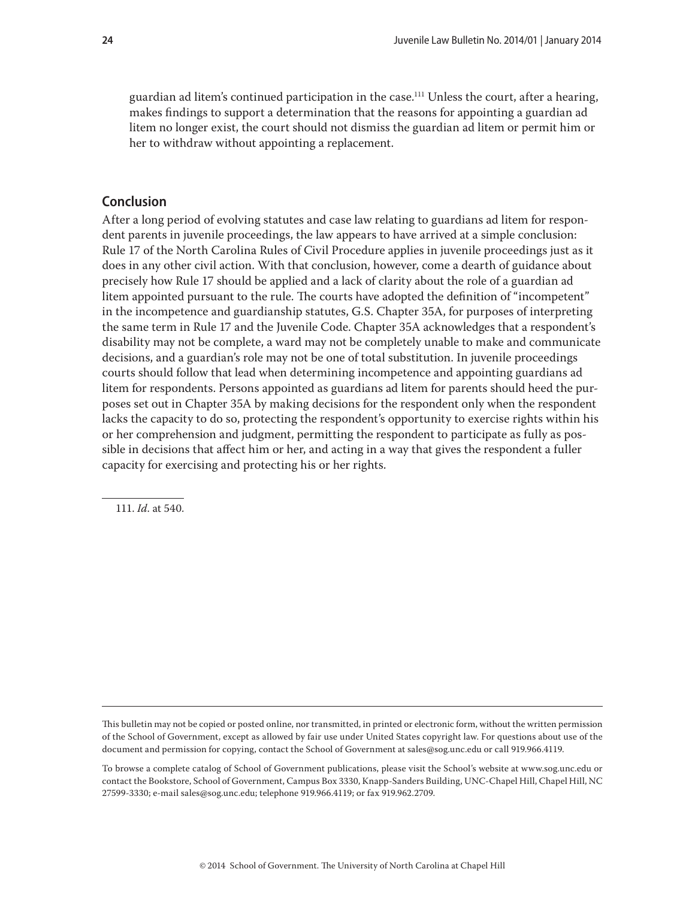guardian ad litem's continued participation in the case.[111] Unless the court, after a hearing, makes findings to support a determination that the reasons for appointing a guardian ad litem no longer exist, the court should not dismiss the guardian ad litem or permit him or her to withdraw without appointing a replacement.

## Conclusion

After a long period of evolving statutes and case law relating to guardians ad litem for respondent parents in juvenile proceedings, the law appears to have arrived at a simple conclusion: Rule 17 of the North Carolina Rules of Civil Procedure applies in juvenile proceedings just as it does in any other civil action. With that conclusion, however, come a dearth of guidance about precisely how Rule 17 should be applied and a lack of clarity about the role of a guardian ad litem appointed pursuant to the rule. The courts have adopted the definition of "incompetent" in the incompetence and guardianship statutes, G.S. Chapter 35A, for purposes of interpreting the same term in Rule 17 and the Juvenile Code. Chapter 35A acknowledges that a respondent's disability may not be complete, a ward may not be completely unable to make and communicate decisions, and a guardian's role may not be one of total substitution. In juvenile proceedings courts should follow that lead when determining incompetence and appointing guardians ad litem for respondents. Persons appointed as guardians ad litem for parents should heed the purposes set out in Chapter 35A by making decisions for the respondent only when the respondent lacks the capacity to do so, protecting the respondent's opportunity to exercise rights within his or her comprehension and judgment, permitting the respondent to participate as fully as possible in decisions that affect him or her, and acting in a way that gives the respondent a fuller capacity for exercising and protecting his or her rights.

111. *Id*. at 540.

---

This bulletin may not be copied or posted online, nor transmitted, in printed or electronic form, without the written permission of the School of Government, except as allowed by fair use under United States copyright law. For questions about use of the document and permission for copying, contact the School of Government at sales@sog.unc.edu or call 919.966.4119.

To browse a complete catalog of School of Government publications, please visit the School's website at www.sog.unc.edu or contact the Bookstore, School of Government, Campus Box 3330, Knapp-Sanders Building, UNC-Chapel Hill, Chapel Hill, NC 27599-3330; e-mail sales@sog.unc.edu; telephone 919.966.4119; or fax 919.962.2709.

© 2014 School of Government. The University of North Carolina at Chapel Hill